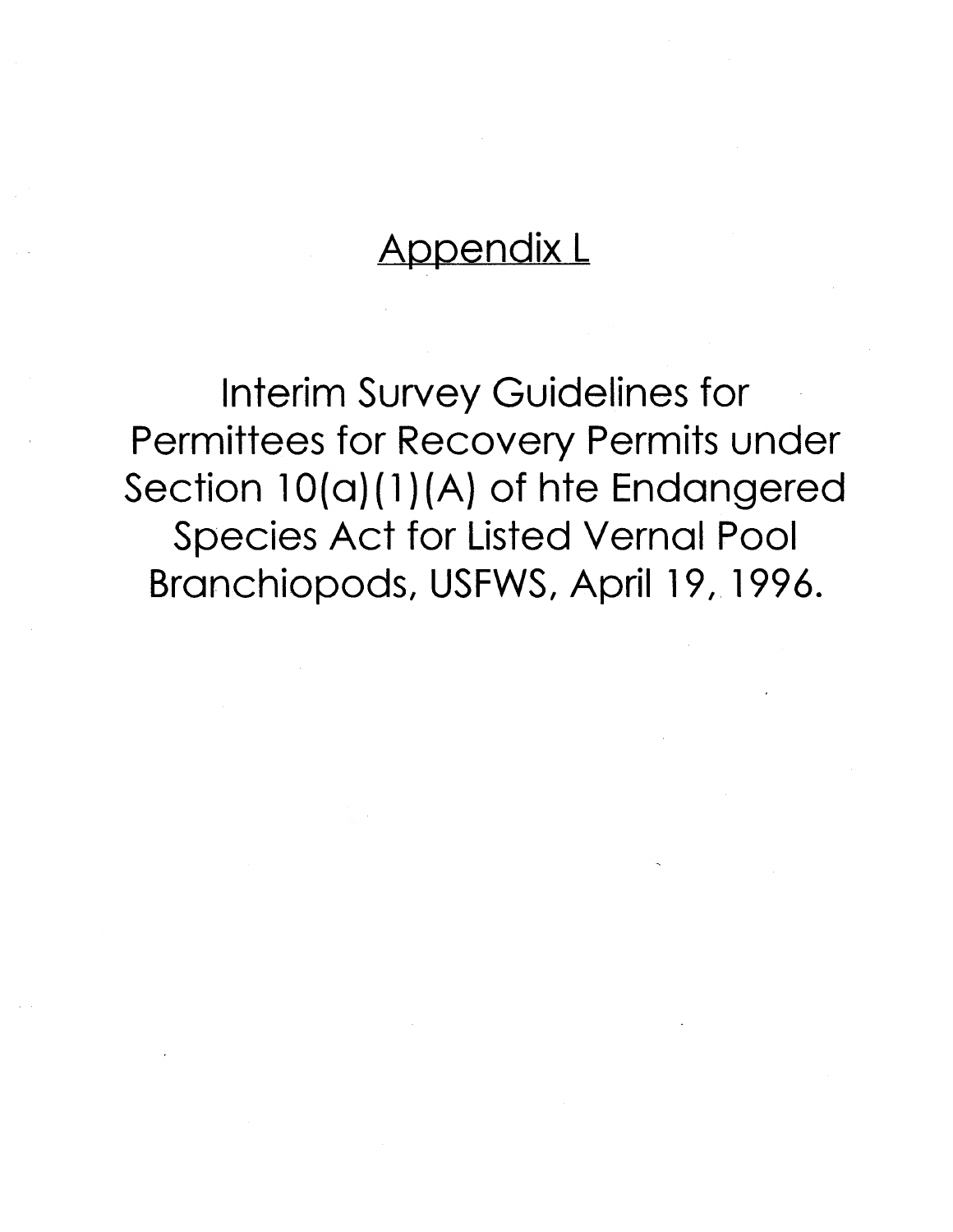# Appendix L

Interim Survey Guidelines for Permittees for Recovery Permits under Section 10(a)(1)(A) of hte Endangered Species Act for Listed Vernal Pool Branchiopods, USFWS, April 19, 1996.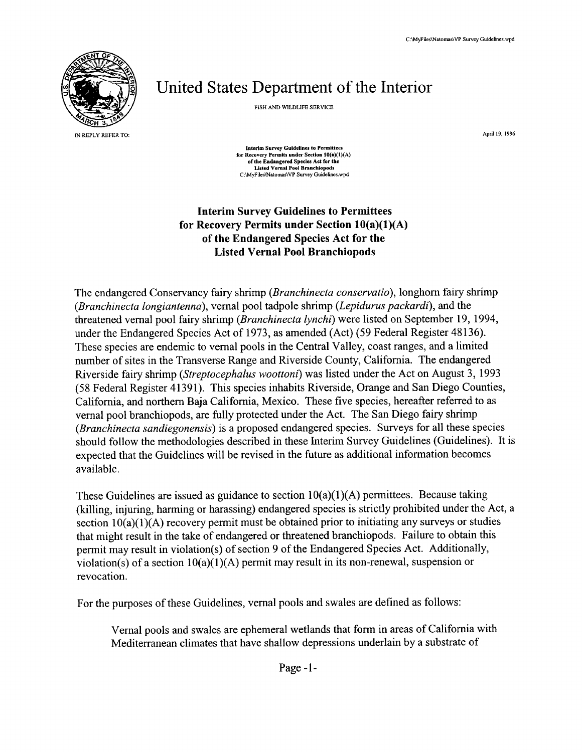# United States Department of the Interior

FISH AND WILDLIFE SERVICE

IN REPLY REFER TO:

April 19, 1996

**Interim Survey Guidelines to Permittees for Recovery Permits under Section 10(a)(1)(A) of the Endangered Species Act for the Listed Vernal Pool Branchiopods**
C:\MyFiles\Natomas\VP Survey Guidelines.wpd

## Interim Survey Guidelines to Permittees for Recovery Permits under Section 10(a)(1)(A) of the Endangered Species Act for the Listed Vernal Pool Branchiopods

The endangered Conservancy fairy shrimp (*Branchinecta conservatio*), longhorn fairy shrimp (*Branchinecta longiantenna*), vernal pool tadpole shrimp (*Lepidurus packardi*), and the threatened vernal pool fairy shrimp (*Branchinecta lynchi*) were listed on September 19, 1994, under the Endangered Species Act of 1973, as amended (Act) (59 Federal Register 48136). These species are endemic to vernal pools in the Central Valley, coast ranges, and a limited number of sites in the Transverse Range and Riverside County, California. The endangered Riverside fairy shrimp (*Streptocephalus woottoni*) was listed under the Act on August 3, 1993 (58 Federal Register 41391). This species inhabits Riverside, Orange and San Diego Counties, California, and northern Baja California, Mexico. These five species, hereafter referred to as vernal pool branchiopods, are fully protected under the Act. The San Diego fairy shrimp (*Branchinecta sandiegonensis*) is a proposed endangered species. Surveys for all these species should follow the methodologies described in these Interim Survey Guidelines (Guidelines). It is expected that the Guidelines will be revised in the future as additional information becomes available.

These Guidelines are issued as guidance to section 10(a)(1)(A) permittees. Because taking (killing, injuring, harming or harassing) endangered species is strictly prohibited under the Act, a section 10(a)(1)(A) recovery permit must be obtained prior to initiating any surveys or studies that might result in the take of endangered or threatened branchiopods. Failure to obtain this permit may result in violation(s) of section 9 of the Endangered Species Act. Additionally, violation(s) of a section 10(a)(1)(A) permit may result in its non-renewal, suspension or revocation.

For the purposes of these Guidelines, vernal pools and swales are defined as follows:

> Vernal pools and swales are ephemeral wetlands that form in areas of California with Mediterranean climates that have shallow depressions underlain by a substrate of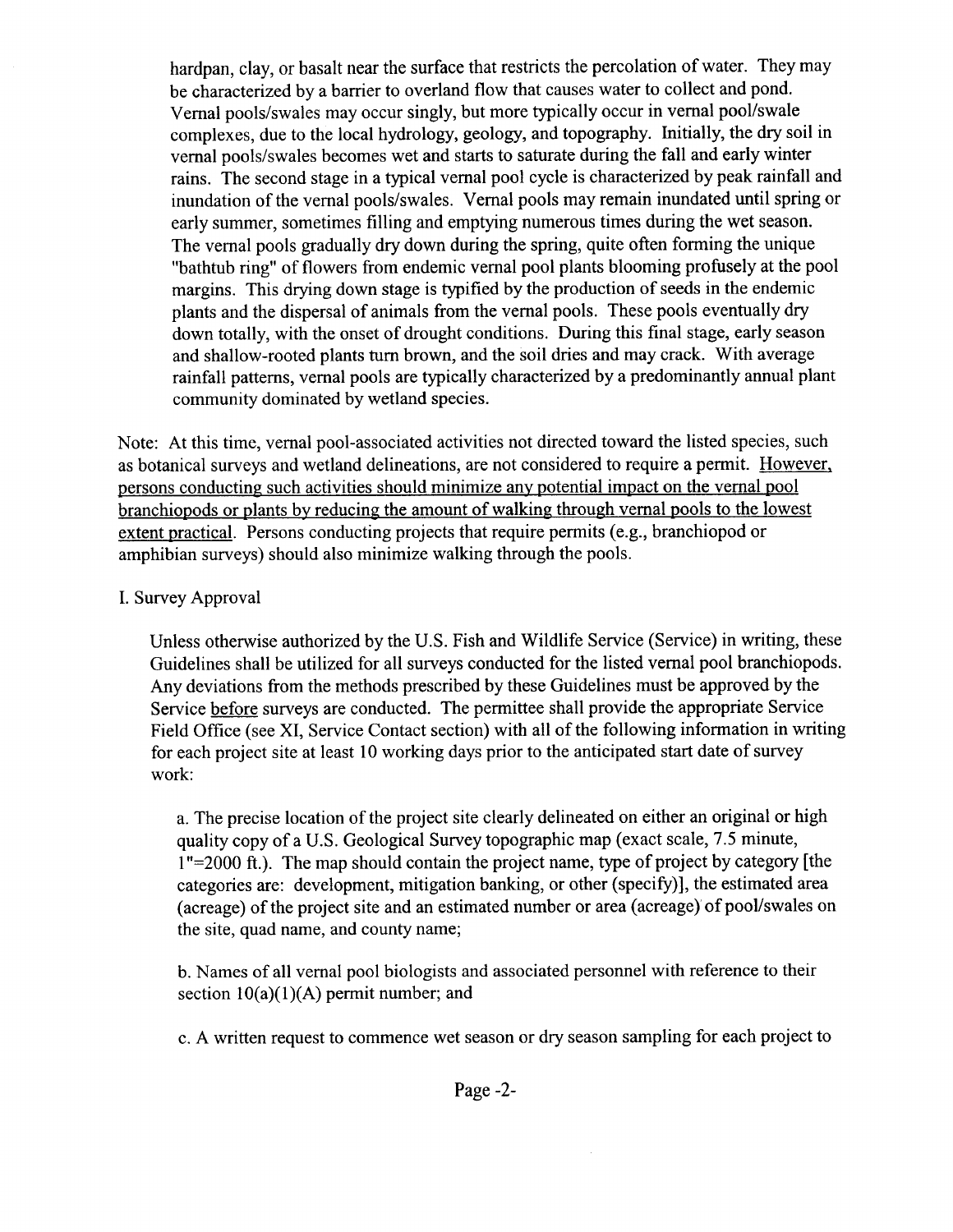hardpan, clay, or basalt near the surface that restricts the percolation of water. They may be characterized by a barrier to overland flow that causes water to collect and pond. Vernal pools/swales may occur singly, but more typically occur in vernal pool/swale complexes, due to the local hydrology, geology, and topography. Initially, the dry soil in vernal pools/swales becomes wet and starts to saturate during the fall and early winter rains. The second stage in a typical vernal pool cycle is characterized by peak rainfall and inundation of the vernal pools/swales. Vernal pools may remain inundated until spring or early summer, sometimes filling and emptying numerous times during the wet season. The vernal pools gradually dry down during the spring, quite often forming the unique "bathtub ring" of flowers from endemic vernal pool plants blooming profusely at the pool margins. This drying down stage is typified by the production of seeds in the endemic plants and the dispersal of animals from the vernal pools. These pools eventually dry down totally, with the onset of drought conditions. During this final stage, early season and shallow-rooted plants turn brown, and the soil dries and may crack. With average rainfall patterns, vernal pools are typically characterized by a predominantly annual plant community dominated by wetland species.

Note: At this time, vernal pool-associated activities not directed toward the listed species, such as botanical surveys and wetland delineations, are not considered to require a permit. <u>However, persons conducting such activities should minimize any potential impact on the vernal pool branchiopods or plants by reducing the amount of walking through vernal pools to the lowest extent practical.</u> Persons conducting projects that require permits (e.g., branchiopod or amphibian surveys) should also minimize walking through the pools.

I. Survey Approval

Unless otherwise authorized by the U.S. Fish and Wildlife Service (Service) in writing, these Guidelines shall be utilized for all surveys conducted for the listed vernal pool branchiopods. Any deviations from the methods prescribed by these Guidelines must be approved by the Service <u>before</u> surveys are conducted. The permittee shall provide the appropriate Service Field Office (see XI, Service Contact section) with all of the following information in writing for each project site at least 10 working days prior to the anticipated start date of survey work:

a. The precise location of the project site clearly delineated on either an original or high quality copy of a U.S. Geological Survey topographic map (exact scale, 7.5 minute, 1"=2000 ft.). The map should contain the project name, type of project by category [the categories are: development, mitigation banking, or other (specify)], the estimated area (acreage) of the project site and an estimated number or area (acreage) of pool/swales on the site, quad name, and county name;

b. Names of all vernal pool biologists and associated personnel with reference to their section 10(a)(1)(A) permit number; and

c. A written request to commence wet season or dry season sampling for each project to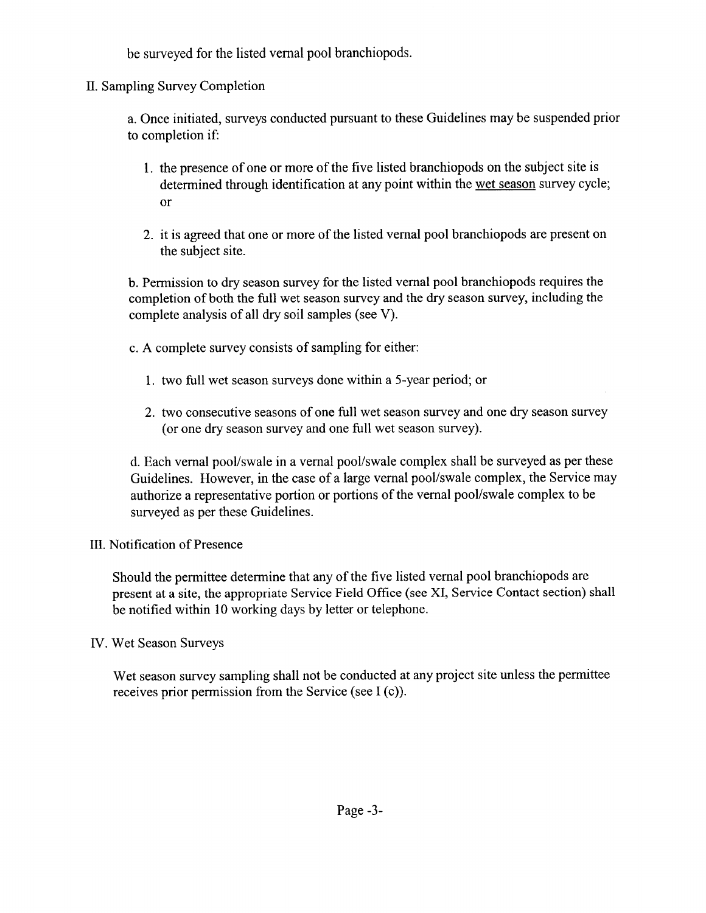be surveyed for the listed vernal pool branchiopods.

## II. Sampling Survey Completion

a. Once initiated, surveys conducted pursuant to these Guidelines may be suspended prior to completion if:

1. the presence of one or more of the five listed branchiopods on the subject site is determined through identification at any point within the <u>wet season</u> survey cycle; or

2. it is agreed that one or more of the listed vernal pool branchiopods are present on the subject site.

b. Permission to dry season survey for the listed vernal pool branchiopods requires the completion of both the full wet season survey and the dry season survey, including the complete analysis of all dry soil samples (see V).

c. A complete survey consists of sampling for either:

1. two full wet season surveys done within a 5-year period; or

2. two consecutive seasons of one full wet season survey and one dry season survey (or one dry season survey and one full wet season survey).

d. Each vernal pool/swale in a vernal pool/swale complex shall be surveyed as per these Guidelines. However, in the case of a large vernal pool/swale complex, the Service may authorize a representative portion or portions of the vernal pool/swale complex to be surveyed as per these Guidelines.

## III. Notification of Presence

Should the permittee determine that any of the five listed vernal pool branchiopods are present at a site, the appropriate Service Field Office (see XI, Service Contact section) shall be notified within 10 working days by letter or telephone.

## IV. Wet Season Surveys

Wet season survey sampling shall not be conducted at any project site unless the permittee receives prior permission from the Service (see I (c)).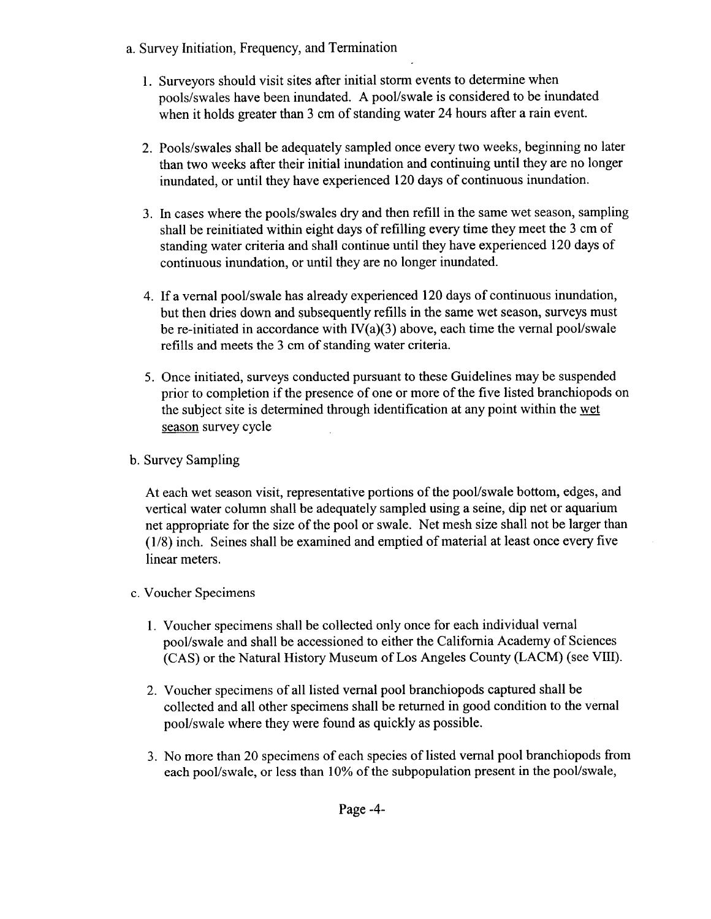a. Survey Initiation, Frequency, and Termination

1. Surveyors should visit sites after initial storm events to determine when pools/swales have been inundated. A pool/swale is considered to be inundated when it holds greater than 3 cm of standing water 24 hours after a rain event.

2. Pools/swales shall be adequately sampled once every two weeks, beginning no later than two weeks after their initial inundation and continuing until they are no longer inundated, or until they have experienced 120 days of continuous inundation.

3. In cases where the pools/swales dry and then refill in the same wet season, sampling shall be reinitiated within eight days of refilling every time they meet the 3 cm of standing water criteria and shall continue until they have experienced 120 days of continuous inundation, or until they are no longer inundated.

4. If a vernal pool/swale has already experienced 120 days of continuous inundation, but then dries down and subsequently refills in the same wet season, surveys must be re-initiated in accordance with IV(a)(3) above, each time the vernal pool/swale refills and meets the 3 cm of standing water criteria.

5. Once initiated, surveys conducted pursuant to these Guidelines may be suspended prior to completion if the presence of one or more of the five listed branchiopods on the subject site is determined through identification at any point within the <u>wet season</u> survey cycle

b. Survey Sampling

At each wet season visit, representative portions of the pool/swale bottom, edges, and vertical water column shall be adequately sampled using a seine, dip net or aquarium net appropriate for the size of the pool or swale. Net mesh size shall not be larger than (1/8) inch. Seines shall be examined and emptied of material at least once every five linear meters.

c. Voucher Specimens

1. Voucher specimens shall be collected only once for each individual vernal pool/swale and shall be accessioned to either the California Academy of Sciences (CAS) or the Natural History Museum of Los Angeles County (LACM) (see VIII).

2. Voucher specimens of all listed vernal pool branchiopods captured shall be collected and all other specimens shall be returned in good condition to the vernal pool/swale where they were found as quickly as possible.

3. No more than 20 specimens of each species of listed vernal pool branchiopods from each pool/swale, or less than 10% of the subpopulation present in the pool/swale,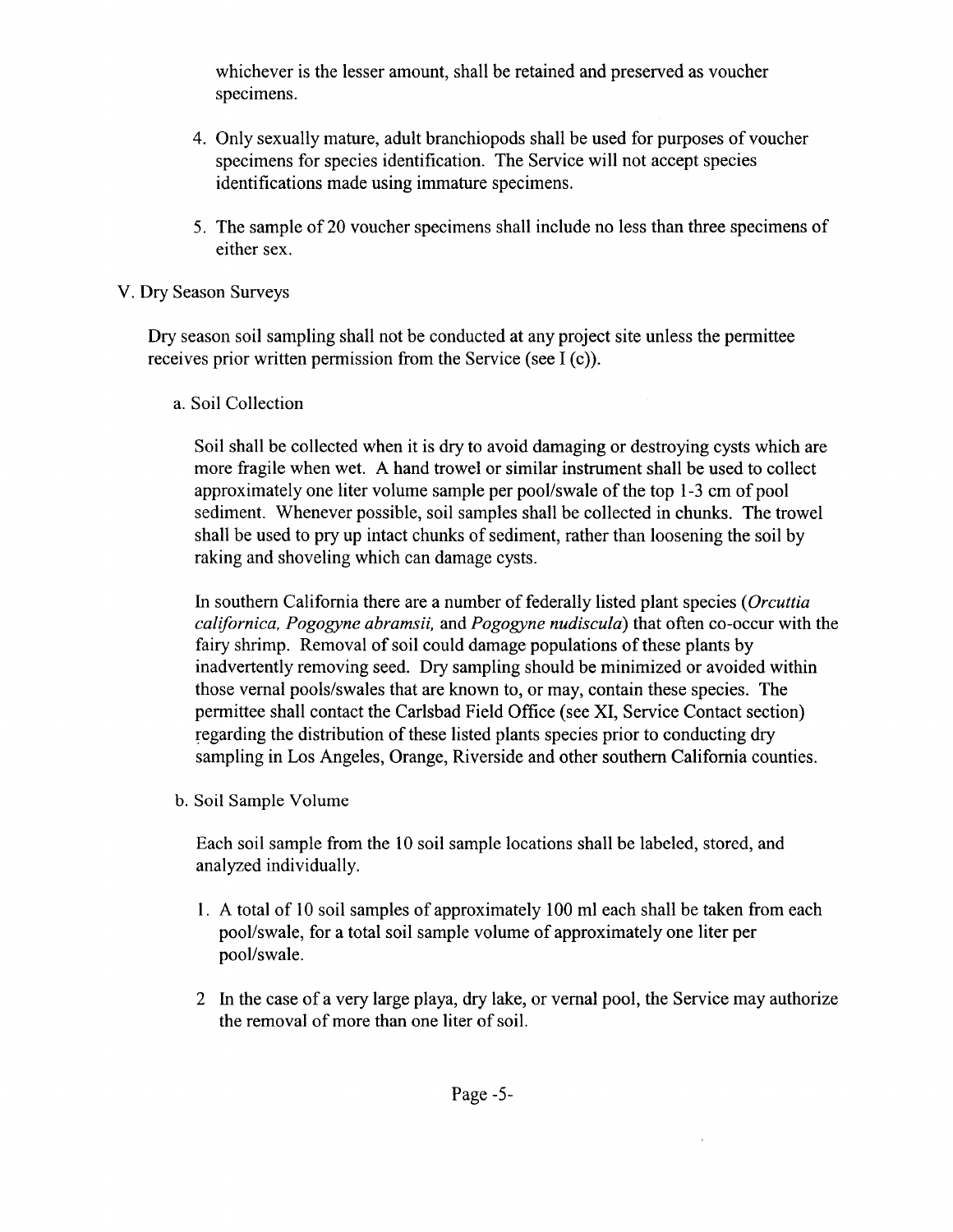whichever is the lesser amount, shall be retained and preserved as voucher specimens.

4. Only sexually mature, adult branchiopods shall be used for purposes of voucher specimens for species identification. The Service will not accept species identifications made using immature specimens.

5. The sample of 20 voucher specimens shall include no less than three specimens of either sex.

## V. Dry Season Surveys

Dry season soil sampling shall not be conducted at any project site unless the permittee receives prior written permission from the Service (see I (c)).

### a. Soil Collection

Soil shall be collected when it is dry to avoid damaging or destroying cysts which are more fragile when wet. A hand trowel or similar instrument shall be used to collect approximately one liter volume sample per pool/swale of the top 1-3 cm of pool sediment. Whenever possible, soil samples shall be collected in chunks. The trowel shall be used to pry up intact chunks of sediment, rather than loosening the soil by raking and shoveling which can damage cysts.

In southern California there are a number of federally listed plant species (*Orcuttia californica, Pogogyne abramsii,* and *Pogogyne nudiscula*) that often co-occur with the fairy shrimp. Removal of soil could damage populations of these plants by inadvertently removing seed. Dry sampling should be minimized or avoided within those vernal pools/swales that are known to, or may, contain these species. The permittee shall contact the Carlsbad Field Office (see XI, Service Contact section) regarding the distribution of these listed plants species prior to conducting dry sampling in Los Angeles, Orange, Riverside and other southern California counties.

### b. Soil Sample Volume

Each soil sample from the 10 soil sample locations shall be labeled, stored, and analyzed individually.

1. A total of 10 soil samples of approximately 100 ml each shall be taken from each pool/swale, for a total soil sample volume of approximately one liter per pool/swale.

2. In the case of a very large playa, dry lake, or vernal pool, the Service may authorize the removal of more than one liter of soil.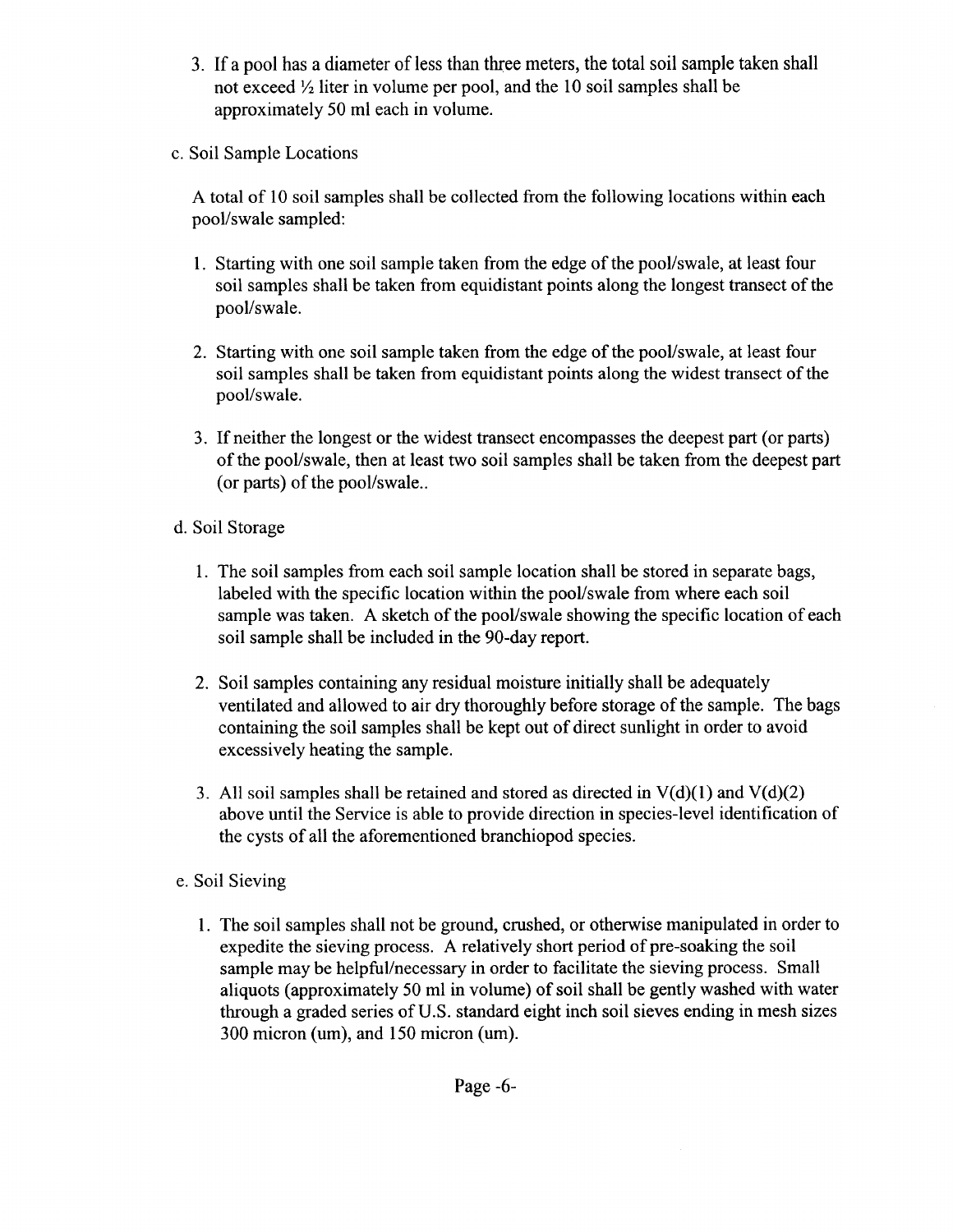3. If a pool has a diameter of less than three meters, the total soil sample taken shall not exceed ½ liter in volume per pool, and the 10 soil samples shall be approximately 50 ml each in volume.

c. Soil Sample Locations

A total of 10 soil samples shall be collected from the following locations within each pool/swale sampled:

1. Starting with one soil sample taken from the edge of the pool/swale, at least four soil samples shall be taken from equidistant points along the longest transect of the pool/swale.

2. Starting with one soil sample taken from the edge of the pool/swale, at least four soil samples shall be taken from equidistant points along the widest transect of the pool/swale.

3. If neither the longest or the widest transect encompasses the deepest part (or parts) of the pool/swale, then at least two soil samples shall be taken from the deepest part (or parts) of the pool/swale..

d. Soil Storage

1. The soil samples from each soil sample location shall be stored in separate bags, labeled with the specific location within the pool/swale from where each soil sample was taken. A sketch of the pool/swale showing the specific location of each soil sample shall be included in the 90-day report.

2. Soil samples containing any residual moisture initially shall be adequately ventilated and allowed to air dry thoroughly before storage of the sample. The bags containing the soil samples shall be kept out of direct sunlight in order to avoid excessively heating the sample.

3. All soil samples shall be retained and stored as directed in V(d)(1) and V(d)(2) above until the Service is able to provide direction in species-level identification of the cysts of all the aforementioned branchiopod species.

e. Soil Sieving

1. The soil samples shall not be ground, crushed, or otherwise manipulated in order to expedite the sieving process. A relatively short period of pre-soaking the soil sample may be helpful/necessary in order to facilitate the sieving process. Small aliquots (approximately 50 ml in volume) of soil shall be gently washed with water through a graded series of U.S. standard eight inch soil sieves ending in mesh sizes 300 micron (um), and 150 micron (um).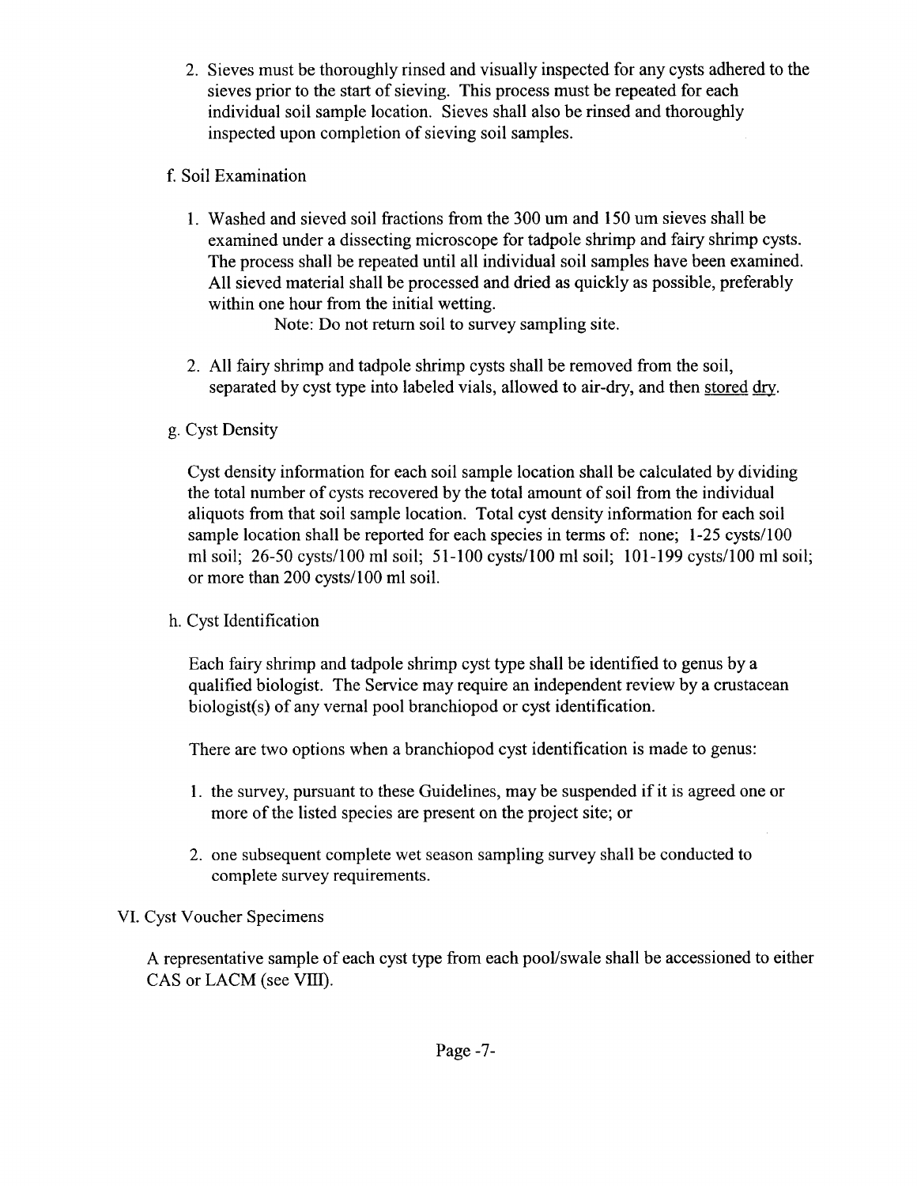2. Sieves must be thoroughly rinsed and visually inspected for any cysts adhered to the sieves prior to the start of sieving. This process must be repeated for each individual soil sample location. Sieves shall also be rinsed and thoroughly inspected upon completion of sieving soil samples.

f. Soil Examination

1. Washed and sieved soil fractions from the 300 um and 150 um sieves shall be examined under a dissecting microscope for tadpole shrimp and fairy shrimp cysts. The process shall be repeated until all individual soil samples have been examined. All sieved material shall be processed and dried as quickly as possible, preferably within one hour from the initial wetting.

   Note: Do not return soil to survey sampling site.

2. All fairy shrimp and tadpole shrimp cysts shall be removed from the soil, separated by cyst type into labeled vials, allowed to air-dry, and then <u>stored</u> <u>dry</u>.

g. Cyst Density

Cyst density information for each soil sample location shall be calculated by dividing the total number of cysts recovered by the total amount of soil from the individual aliquots from that soil sample location. Total cyst density information for each soil sample location shall be reported for each species in terms of: none; 1-25 cysts/100 ml soil; 26-50 cysts/100 ml soil; 51-100 cysts/100 ml soil; 101-199 cysts/100 ml soil; or more than 200 cysts/100 ml soil.

h. Cyst Identification

Each fairy shrimp and tadpole shrimp cyst type shall be identified to genus by a qualified biologist. The Service may require an independent review by a crustacean biologist(s) of any vernal pool branchiopod or cyst identification.

There are two options when a branchiopod cyst identification is made to genus:

1. the survey, pursuant to these Guidelines, may be suspended if it is agreed one or more of the listed species are present on the project site; or

2. one subsequent complete wet season sampling survey shall be conducted to complete survey requirements.

## VI. Cyst Voucher Specimens

A representative sample of each cyst type from each pool/swale shall be accessioned to either CAS or LACM (see VIII).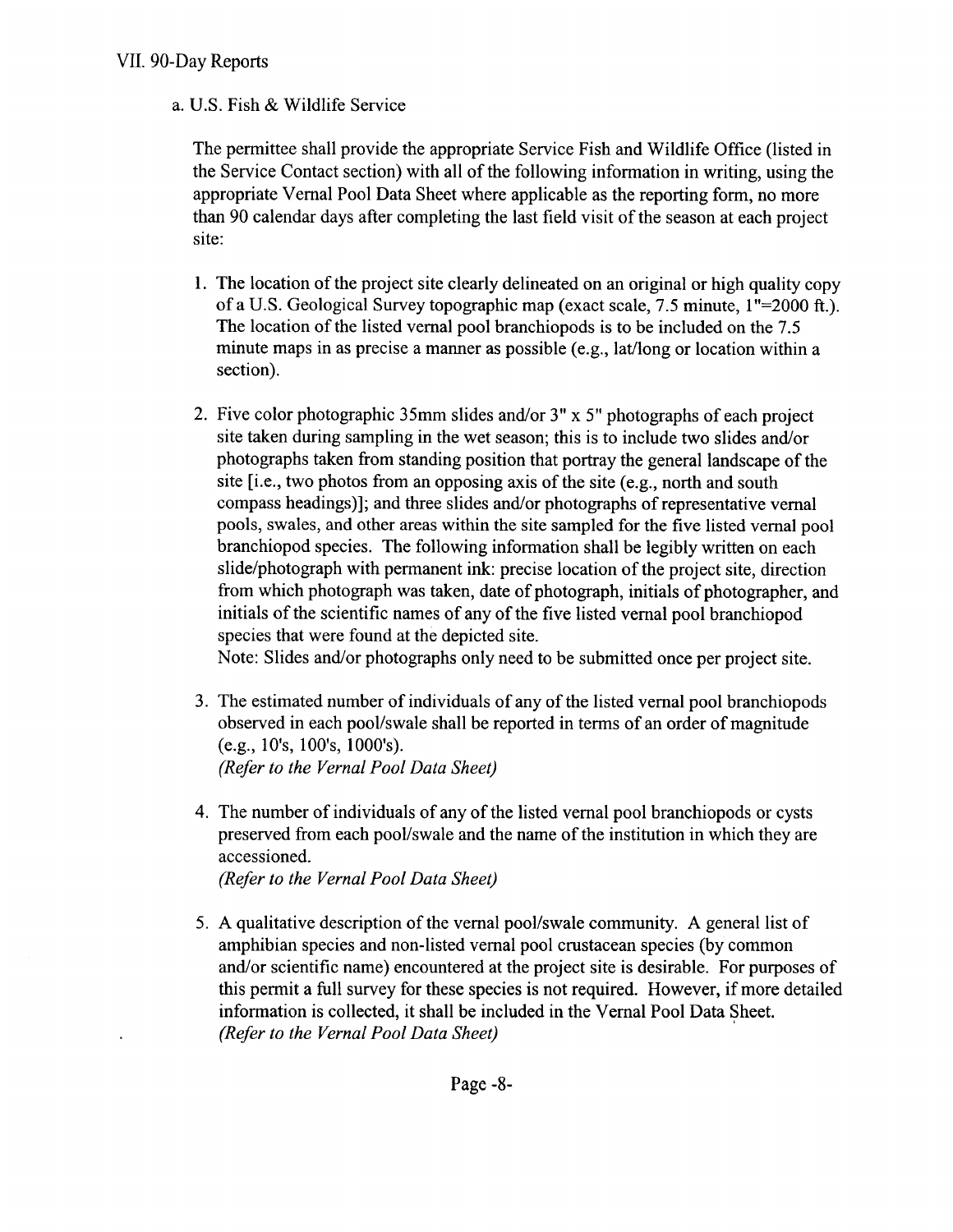## VII. 90-Day Reports

### a. U.S. Fish & Wildlife Service

The permittee shall provide the appropriate Service Fish and Wildlife Office (listed in the Service Contact section) with all of the following information in writing, using the appropriate Vernal Pool Data Sheet where applicable as the reporting form, no more than 90 calendar days after completing the last field visit of the season at each project site:

1. The location of the project site clearly delineated on an original or high quality copy of a U.S. Geological Survey topographic map (exact scale, 7.5 minute, 1"=2000 ft.). The location of the listed vernal pool branchiopods is to be included on the 7.5 minute maps in as precise a manner as possible (e.g., lat/long or location within a section).

2. Five color photographic 35mm slides and/or 3" x 5" photographs of each project site taken during sampling in the wet season; this is to include two slides and/or photographs taken from standing position that portray the general landscape of the site [i.e., two photos from an opposing axis of the site (e.g., north and south compass headings)]; and three slides and/or photographs of representative vernal pools, swales, and other areas within the site sampled for the five listed vernal pool branchiopod species. The following information shall be legibly written on each slide/photograph with permanent ink: precise location of the project site, direction from which photograph was taken, date of photograph, initials of photographer, and initials of the scientific names of any of the five listed vernal pool branchiopod species that were found at the depicted site.
   Note: Slides and/or photographs only need to be submitted once per project site.

3. The estimated number of individuals of any of the listed vernal pool branchiopods observed in each pool/swale shall be reported in terms of an order of magnitude (e.g., 10's, 100's, 1000's).
   *(Refer to the Vernal Pool Data Sheet)*

4. The number of individuals of any of the listed vernal pool branchiopods or cysts preserved from each pool/swale and the name of the institution in which they are accessioned.
   *(Refer to the Vernal Pool Data Sheet)*

5. A qualitative description of the vernal pool/swale community. A general list of amphibian species and non-listed vernal pool crustacean species (by common and/or scientific name) encountered at the project site is desirable. For purposes of this permit a full survey for these species is not required. However, if more detailed information is collected, it shall be included in the Vernal Pool Data Sheet.
   *(Refer to the Vernal Pool Data Sheet)*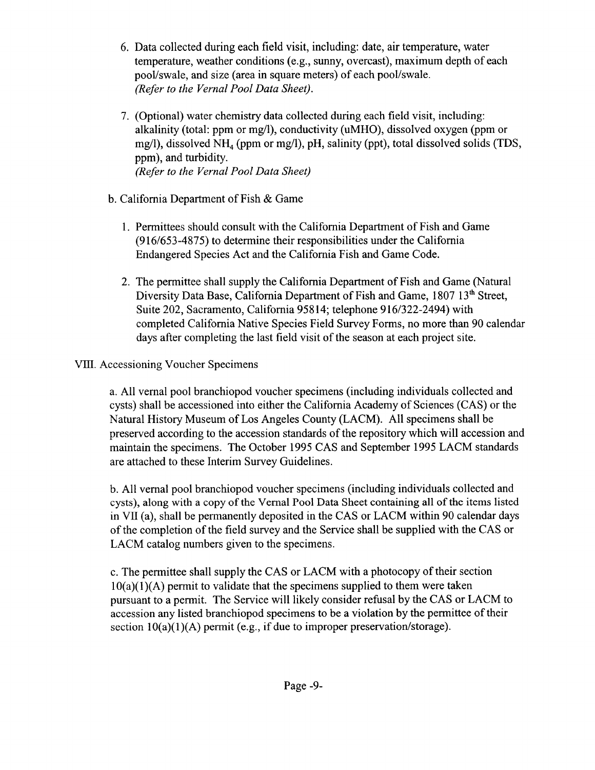6. Data collected during each field visit, including: date, air temperature, water temperature, weather conditions (e.g., sunny, overcast), maximum depth of each pool/swale, and size (area in square meters) of each pool/swale.
   *(Refer to the Vernal Pool Data Sheet).*

7. (Optional) water chemistry data collected during each field visit, including: alkalinity (total: ppm or mg/l), conductivity (uMHO), dissolved oxygen (ppm or mg/l), dissolved $NH_4$ (ppm or mg/l), pH, salinity (ppt), total dissolved solids (TDS, ppm), and turbidity.
   *(Refer to the Vernal Pool Data Sheet)*

b. California Department of Fish & Game

1. Permittees should consult with the California Department of Fish and Game (916/653-4875) to determine their responsibilities under the California Endangered Species Act and the California Fish and Game Code.

2. The permittee shall supply the California Department of Fish and Game (Natural Diversity Data Base, California Department of Fish and Game, 1807 13th Street, Suite 202, Sacramento, California 95814; telephone 916/322-2494) with completed California Native Species Field Survey Forms, no more than 90 calendar days after completing the last field visit of the season at each project site.

VIII. Accessioning Voucher Specimens

a. All vernal pool branchiopod voucher specimens (including individuals collected and cysts) shall be accessioned into either the California Academy of Sciences (CAS) or the Natural History Museum of Los Angeles County (LACM). All specimens shall be preserved according to the accession standards of the repository which will accession and maintain the specimens. The October 1995 CAS and September 1995 LACM standards are attached to these Interim Survey Guidelines.

b. All vernal pool branchiopod voucher specimens (including individuals collected and cysts), along with a copy of the Vernal Pool Data Sheet containing all of the items listed in VII (a), shall be permanently deposited in the CAS or LACM within 90 calendar days of the completion of the field survey and the Service shall be supplied with the CAS or LACM catalog numbers given to the specimens.

c. The permittee shall supply the CAS or LACM with a photocopy of their section 10(a)(1)(A) permit to validate that the specimens supplied to them were taken pursuant to a permit. The Service will likely consider refusal by the CAS or LACM to accession any listed branchiopod specimens to be a violation by the permittee of their section 10(a)(1)(A) permit (e.g., if due to improper preservation/storage).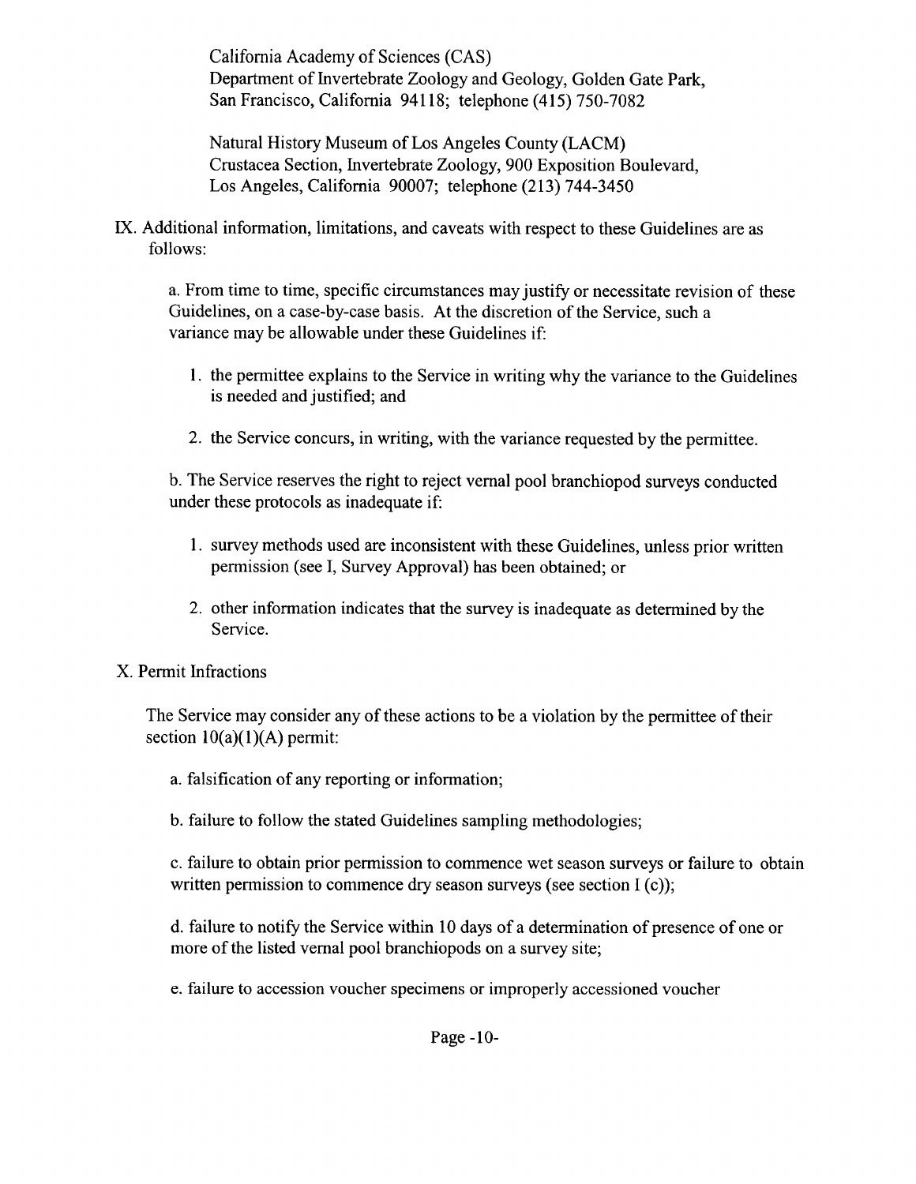California Academy of Sciences (CAS)
Department of Invertebrate Zoology and Geology, Golden Gate Park,
San Francisco, California 94118; telephone (415) 750-7082

Natural History Museum of Los Angeles County (LACM)
Crustacea Section, Invertebrate Zoology, 900 Exposition Boulevard,
Los Angeles, California 90007; telephone (213) 744-3450

IX. Additional information, limitations, and caveats with respect to these Guidelines are as follows:

a. From time to time, specific circumstances may justify or necessitate revision of these Guidelines, on a case-by-case basis. At the discretion of the Service, such a variance may be allowable under these Guidelines if:

1. the permittee explains to the Service in writing why the variance to the Guidelines is needed and justified; and

2. the Service concurs, in writing, with the variance requested by the permittee.

b. The Service reserves the right to reject vernal pool branchiopod surveys conducted under these protocols as inadequate if:

1. survey methods used are inconsistent with these Guidelines, unless prior written permission (see I, Survey Approval) has been obtained; or

2. other information indicates that the survey is inadequate as determined by the Service.

X. Permit Infractions

The Service may consider any of these actions to be a violation by the permittee of their section 10(a)(1)(A) permit:

a. falsification of any reporting or information;

b. failure to follow the stated Guidelines sampling methodologies;

c. failure to obtain prior permission to commence wet season surveys or failure to obtain written permission to commence dry season surveys (see section I (c));

d. failure to notify the Service within 10 days of a determination of presence of one or more of the listed vernal pool branchiopods on a survey site;

e. failure to accession voucher specimens or improperly accessioned voucher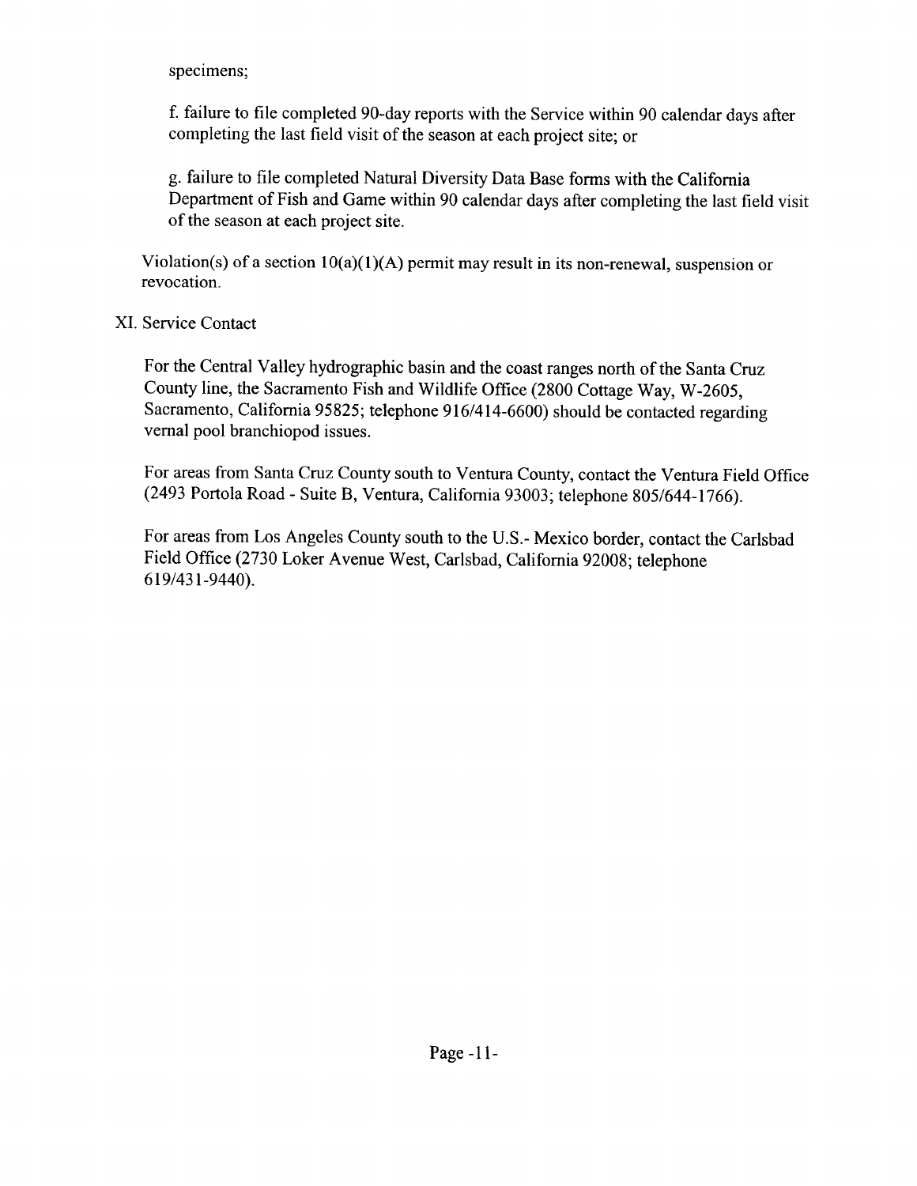specimens;

f. failure to file completed 90-day reports with the Service within 90 calendar days after completing the last field visit of the season at each project site; or

g. failure to file completed Natural Diversity Data Base forms with the California Department of Fish and Game within 90 calendar days after completing the last field visit of the season at each project site.

Violation(s) of a section 10(a)(1)(A) permit may result in its non-renewal, suspension or revocation.

## XI. Service Contact

For the Central Valley hydrographic basin and the coast ranges north of the Santa Cruz County line, the Sacramento Fish and Wildlife Office (2800 Cottage Way, W-2605, Sacramento, California 95825; telephone 916/414-6600) should be contacted regarding vernal pool branchiopod issues.

For areas from Santa Cruz County south to Ventura County, contact the Ventura Field Office (2493 Portola Road - Suite B, Ventura, California 93003; telephone 805/644-1766).

For areas from Los Angeles County south to the U.S.- Mexico border, contact the Carlsbad Field Office (2730 Loker Avenue West, Carlsbad, California 92008; telephone 619/431-9440).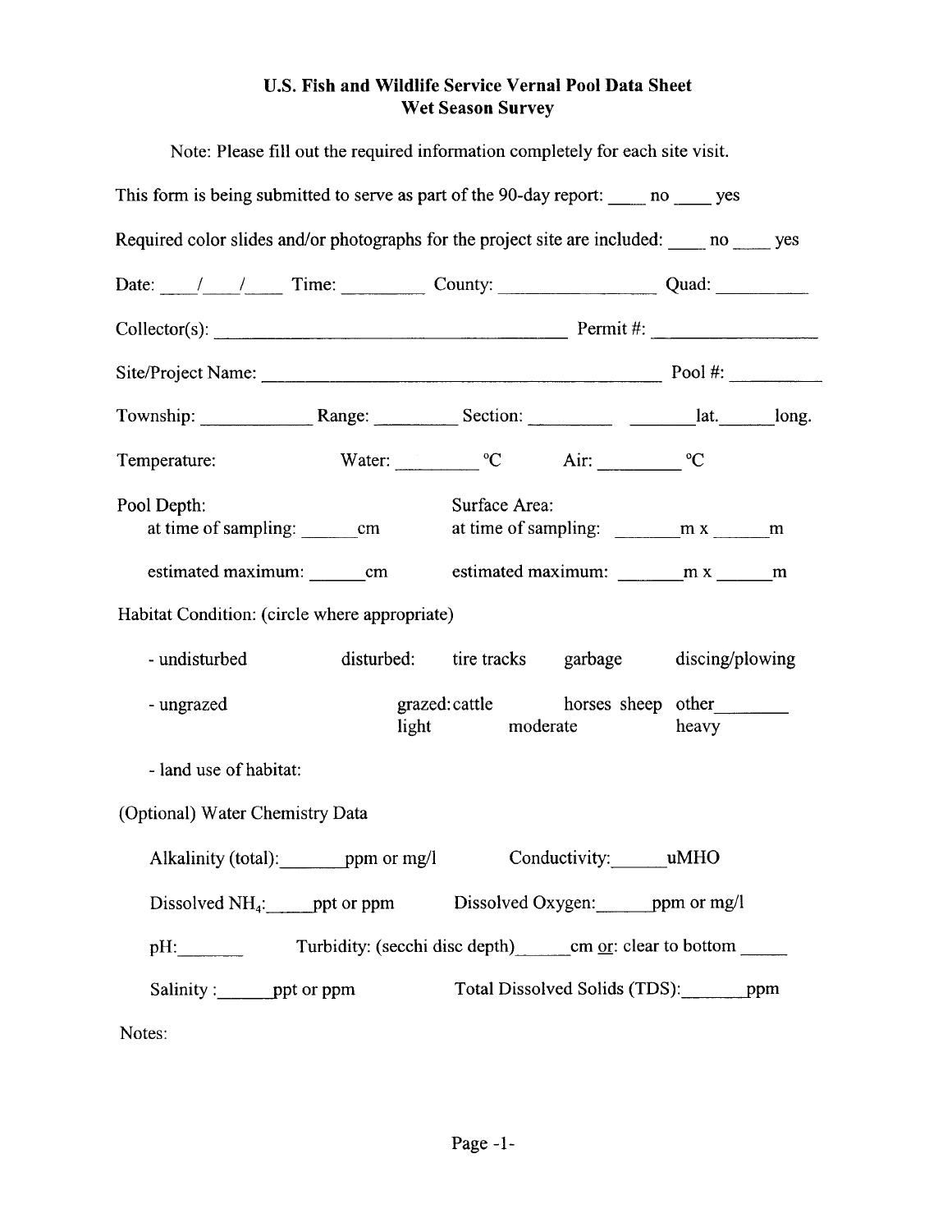# U.S. Fish and Wildlife Service Vernal Pool Data Sheet
## Wet Season Survey

Note: Please fill out the required information completely for each site visit.

This form is being submitted to serve as part of the 90-day report: ____ no ____ yes

Required color slides and/or photographs for the project site are included: ____ no ____ yes

Date: ____/____/____ Time: _________ County: ________________ Quad: __________

Collector(s): ________________________________________ Permit #: _________________

Site/Project Name: _____________________________________________ Pool #: _________

Township: ____________ Range: _________ Section: _________ _______lat.______long.

Temperature: Water: _________ °C Air: _________ °C

Pool Depth:
- at time of sampling: ______cm
- estimated maximum: ______cm

Surface Area:
- at time of sampling: _______m x ______m
- estimated maximum: _______m x ______m

Habitat Condition: (circle where appropriate)

- undisturbed &nbsp;&nbsp;&nbsp; disturbed: tire tracks &nbsp;&nbsp; garbage &nbsp;&nbsp; discing/plowing
- ungrazed &nbsp;&nbsp;&nbsp; grazed: cattle &nbsp;&nbsp; horses &nbsp; sheep &nbsp; other________
  light &nbsp;&nbsp; moderate &nbsp;&nbsp; heavy
- land use of habitat:

(Optional) Water Chemistry Data

Alkalinity (total):_______ppm or mg/l &nbsp;&nbsp;&nbsp; Conductivity:______uMHO

Dissolved $NH_4$:_____ppt or ppm &nbsp;&nbsp;&nbsp; Dissolved Oxygen:______ppm or mg/l

pH:_______ &nbsp;&nbsp;&nbsp; Turbidity: (secchi disc depth)______cm or: clear to bottom _____

Salinity :______ppt or ppm &nbsp;&nbsp;&nbsp; Total Dissolved Solids (TDS):_______ppm

Notes: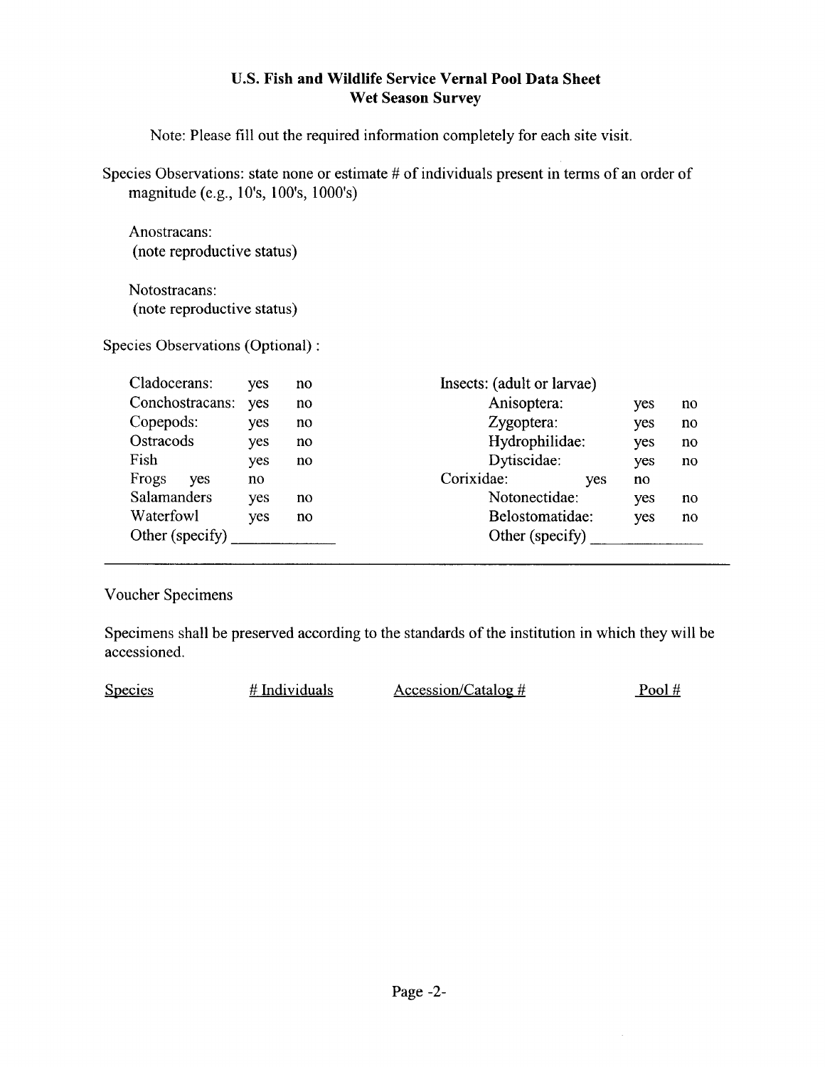## U.S. Fish and Wildlife Service Vernal Pool Data Sheet
## Wet Season Survey

Note: Please fill out the required information completely for each site visit.

Species Observations: state none or estimate # of individuals present in terms of an order of magnitude (e.g., 10's, 100's, 1000's)

Anostracans:
(note reproductive status)

Notostracans:
(note reproductive status)

Species Observations (Optional) :

| | | | | | |
|---|---|---|---|---|---|
| Cladocerans: | yes | no | Insects: (adult or larvae) | | |
| Conchostracans: | yes | no | Anisoptera: | yes | no |
| Copepods: | yes | no | Zygoptera: | yes | no |
| Ostracods | yes | no | Hydrophilidae: | yes | no |
| Fish | yes | no | Dytiscidae: | yes | no |
| Frogs | yes | no | Corixidae: | yes | no |
| Salamanders | yes | no | Notonectidae: | yes | no |
| Waterfowl | yes | no | Belostomatidae: | yes | no |
| Other (specify) ____________ | | | Other (specify) ____________ | | |

---

Voucher Specimens

Specimens shall be preserved according to the standards of the institution in which they will be accessioned.

| Species | # Individuals | Accession/Catalog # | Pool # |
|---|---|---|---|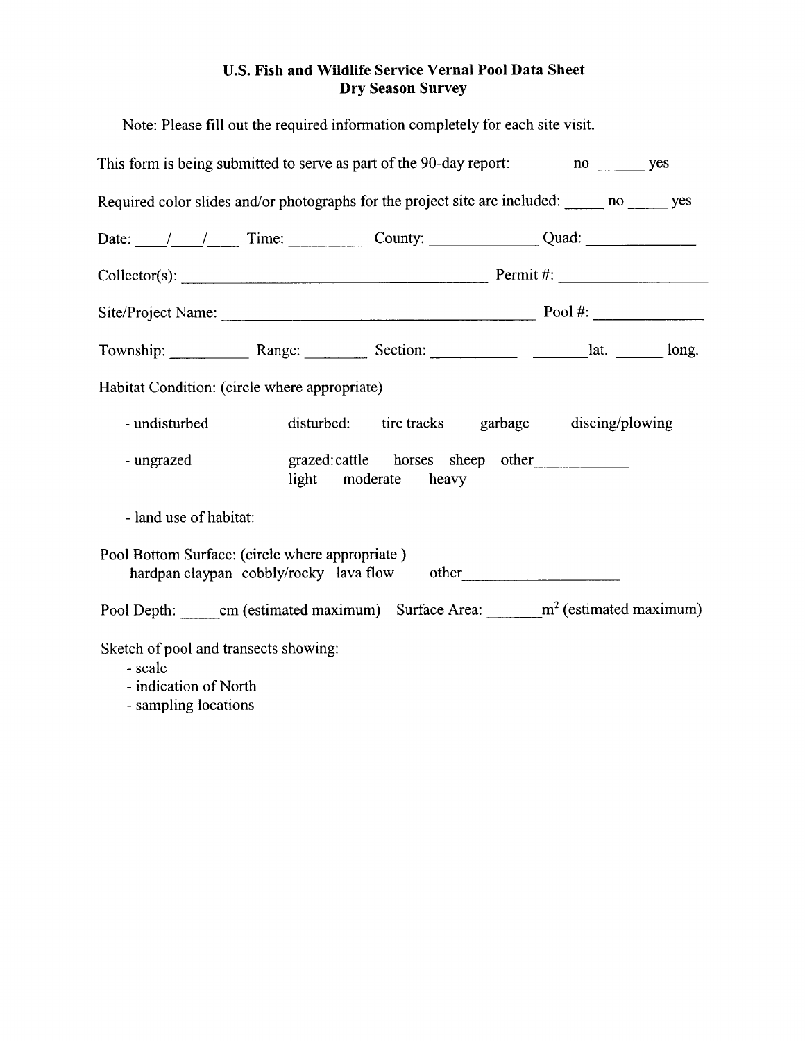## U.S. Fish and Wildlife Service Vernal Pool Data Sheet
## Dry Season Survey

Note: Please fill out the required information completely for each site visit.

This form is being submitted to serve as part of the 90-day report: _______ no ______ yes

Required color slides and/or photographs for the project site are included: _____ no _____ yes

Date: ____/____/____ Time: _________ County: _____________ Quad: _____________

Collector(s): ________________________________________ Permit #: __________________

Site/Project Name: ________________________________________ Pool #: _____________

Township: __________ Range: ________ Section: __________ _______lat. ______ long.

Habitat Condition: (circle where appropriate)

- undisturbed    disturbed:  tire tracks   garbage   discing/plowing
- ungrazed    grazed: cattle   horses   sheep   other___________
  light   moderate   heavy
- land use of habitat:

Pool Bottom Surface: (circle where appropriate )
hardpan claypan cobbly/rocky lava flow   other____________________

Pool Depth: _____cm (estimated maximum) Surface Area: _______$m^2$ (estimated maximum)

Sketch of pool and transects showing:

- scale
- indication of North
- sampling locations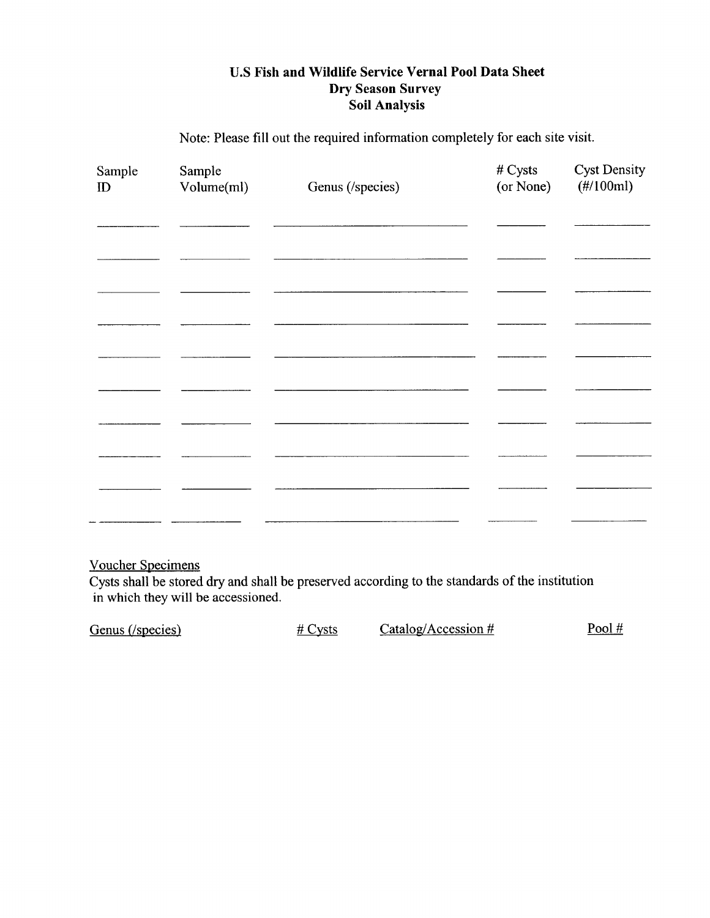# U.S Fish and Wildlife Service Vernal Pool Data Sheet
## Dry Season Survey
## Soil Analysis

Note: Please fill out the required information completely for each site visit.

| Sample ID | Sample Volume(ml) | Genus (/species) | # Cysts (or None) | Cyst Density (#/100ml) |
|---|---|---|---|---|
| | | | | |
| | | | | |
| | | | | |
| | | | | |
| | | | | |
| | | | | |
| | | | | |
| | | | | |
| | | | | |
| | | | | |

Voucher Specimens

Cysts shall be stored dry and shall be preserved according to the standards of the institution in which they will be accessioned.

| Genus (/species) | # Cysts | Catalog/Accession # | Pool # |
|---|---|---|---|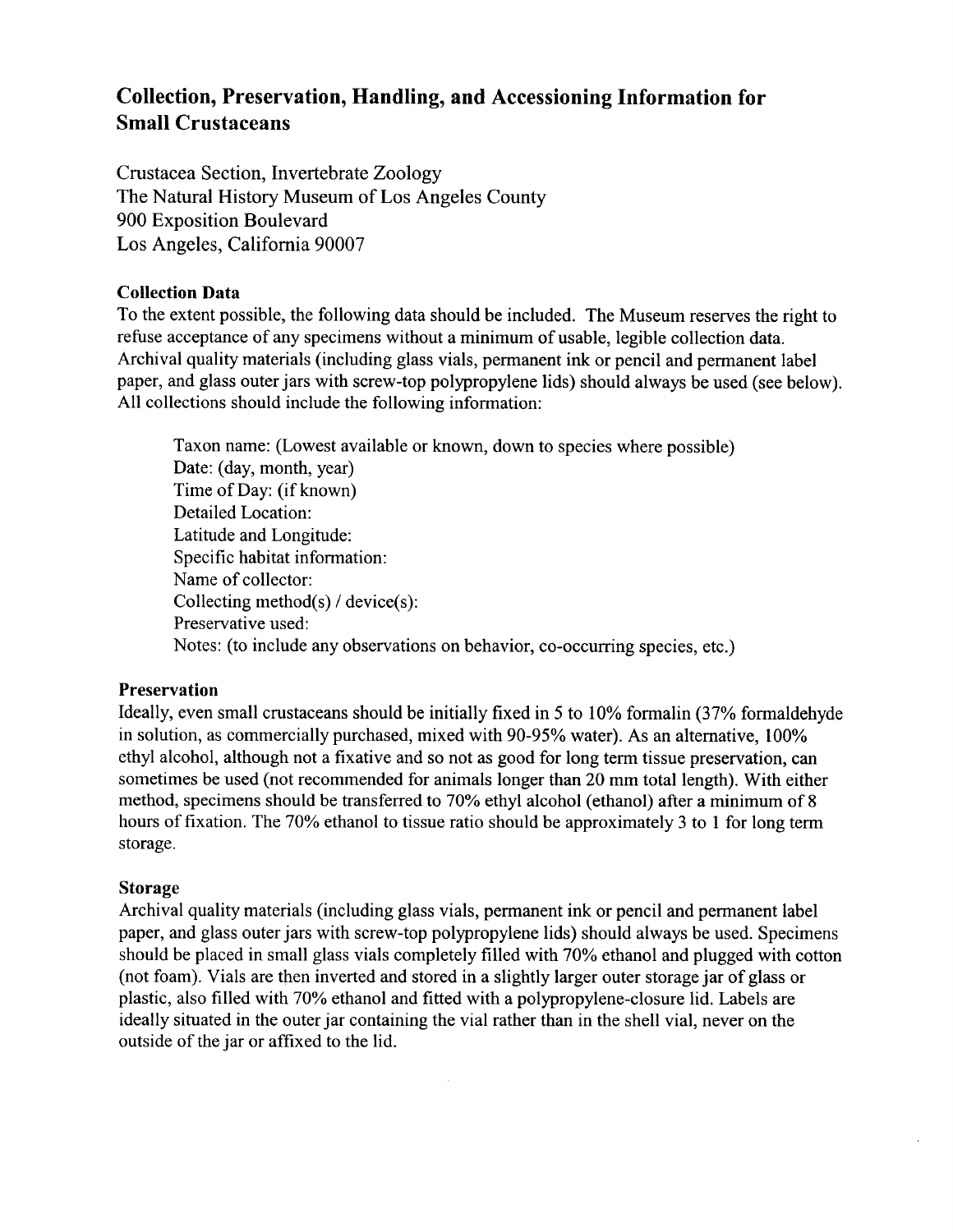# Collection, Preservation, Handling, and Accessioning Information for Small Crustaceans

Crustacea Section, Invertebrate Zoology
The Natural History Museum of Los Angeles County
900 Exposition Boulevard
Los Angeles, California 90007

### Collection Data

To the extent possible, the following data should be included. The Museum reserves the right to refuse acceptance of any specimens without a minimum of usable, legible collection data. Archival quality materials (including glass vials, permanent ink or pencil and permanent label paper, and glass outer jars with screw-top polypropylene lids) should always be used (see below). All collections should include the following information:

Taxon name: (Lowest available or known, down to species where possible)
Date: (day, month, year)
Time of Day: (if known)
Detailed Location:
Latitude and Longitude:
Specific habitat information:
Name of collector:
Collecting method(s) / device(s):
Preservative used:
Notes: (to include any observations on behavior, co-occurring species, etc.)

### Preservation

Ideally, even small crustaceans should be initially fixed in 5 to 10% formalin (37% formaldehyde in solution, as commercially purchased, mixed with 90-95% water). As an alternative, 100% ethyl alcohol, although not a fixative and so not as good for long term tissue preservation, can sometimes be used (not recommended for animals longer than 20 mm total length). With either method, specimens should be transferred to 70% ethyl alcohol (ethanol) after a minimum of 8 hours of fixation. The 70% ethanol to tissue ratio should be approximately 3 to 1 for long term storage.

### Storage

Archival quality materials (including glass vials, permanent ink or pencil and permanent label paper, and glass outer jars with screw-top polypropylene lids) should always be used. Specimens should be placed in small glass vials completely filled with 70% ethanol and plugged with cotton (not foam). Vials are then inverted and stored in a slightly larger outer storage jar of glass or plastic, also filled with 70% ethanol and fitted with a polypropylene-closure lid. Labels are ideally situated in the outer jar containing the vial rather than in the shell vial, never on the outside of the jar or affixed to the lid.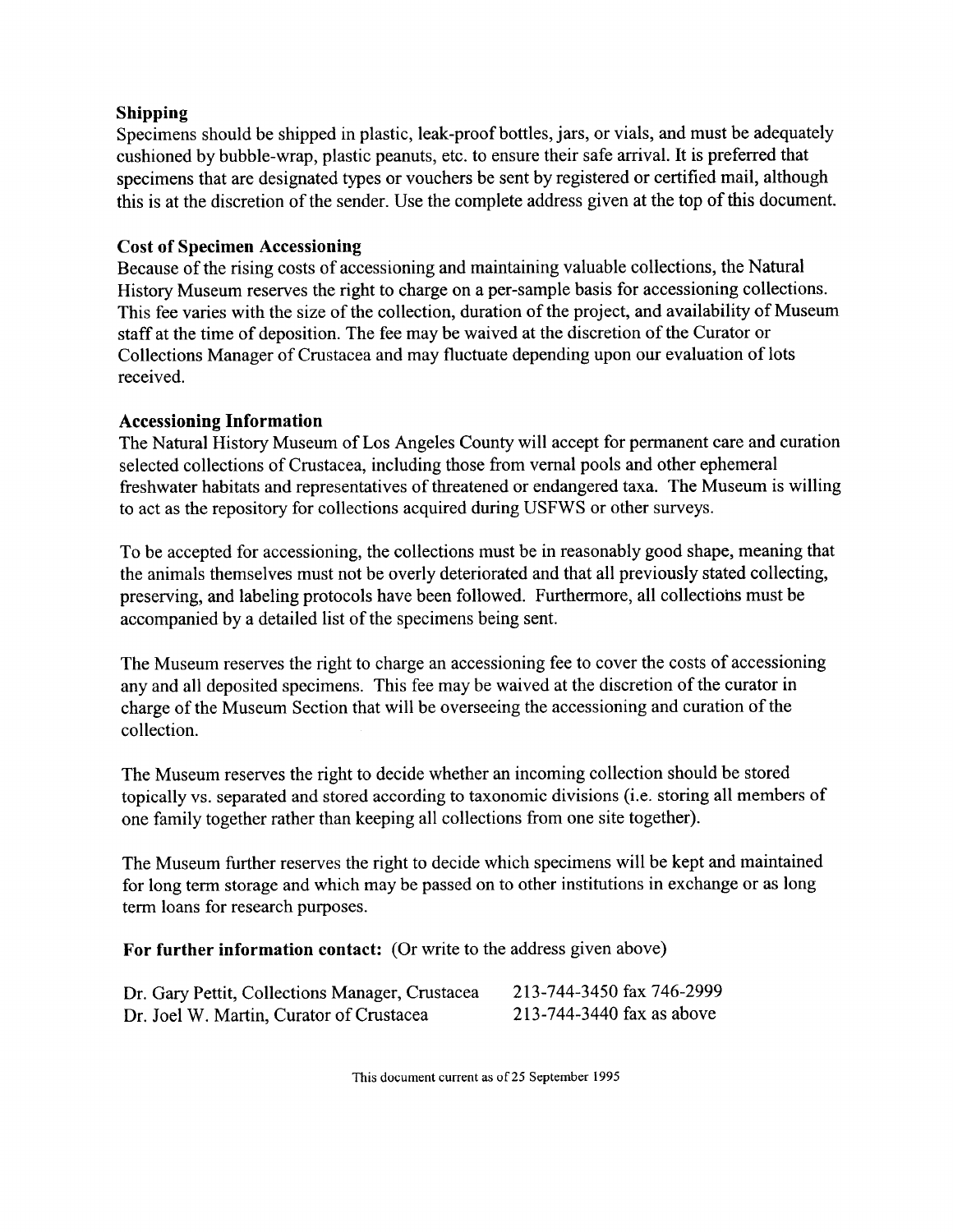### Shipping

Specimens should be shipped in plastic, leak-proof bottles, jars, or vials, and must be adequately cushioned by bubble-wrap, plastic peanuts, etc. to ensure their safe arrival. It is preferred that specimens that are designated types or vouchers be sent by registered or certified mail, although this is at the discretion of the sender. Use the complete address given at the top of this document.

### Cost of Specimen Accessioning

Because of the rising costs of accessioning and maintaining valuable collections, the Natural History Museum reserves the right to charge on a per-sample basis for accessioning collections. This fee varies with the size of the collection, duration of the project, and availability of Museum staff at the time of deposition. The fee may be waived at the discretion of the Curator or Collections Manager of Crustacea and may fluctuate depending upon our evaluation of lots received.

### Accessioning Information

The Natural History Museum of Los Angeles County will accept for permanent care and curation selected collections of Crustacea, including those from vernal pools and other ephemeral freshwater habitats and representatives of threatened or endangered taxa. The Museum is willing to act as the repository for collections acquired during USFWS or other surveys.

To be accepted for accessioning, the collections must be in reasonably good shape, meaning that the animals themselves must not be overly deteriorated and that all previously stated collecting, preserving, and labeling protocols have been followed. Furthermore, all collections must be accompanied by a detailed list of the specimens being sent.

The Museum reserves the right to charge an accessioning fee to cover the costs of accessioning any and all deposited specimens. This fee may be waived at the discretion of the curator in charge of the Museum Section that will be overseeing the accessioning and curation of the collection.

The Museum reserves the right to decide whether an incoming collection should be stored topically vs. separated and stored according to taxonomic divisions (i.e. storing all members of one family together rather than keeping all collections from one site together).

The Museum further reserves the right to decide which specimens will be kept and maintained for long term storage and which may be passed on to other institutions in exchange or as long term loans for research purposes.

**For further information contact:** (Or write to the address given above)

Dr. Gary Pettit, Collections Manager, Crustacea 213-744-3450 fax 746-2999
Dr. Joel W. Martin, Curator of Crustacea 213-744-3440 fax as above

This document current as of 25 September 1995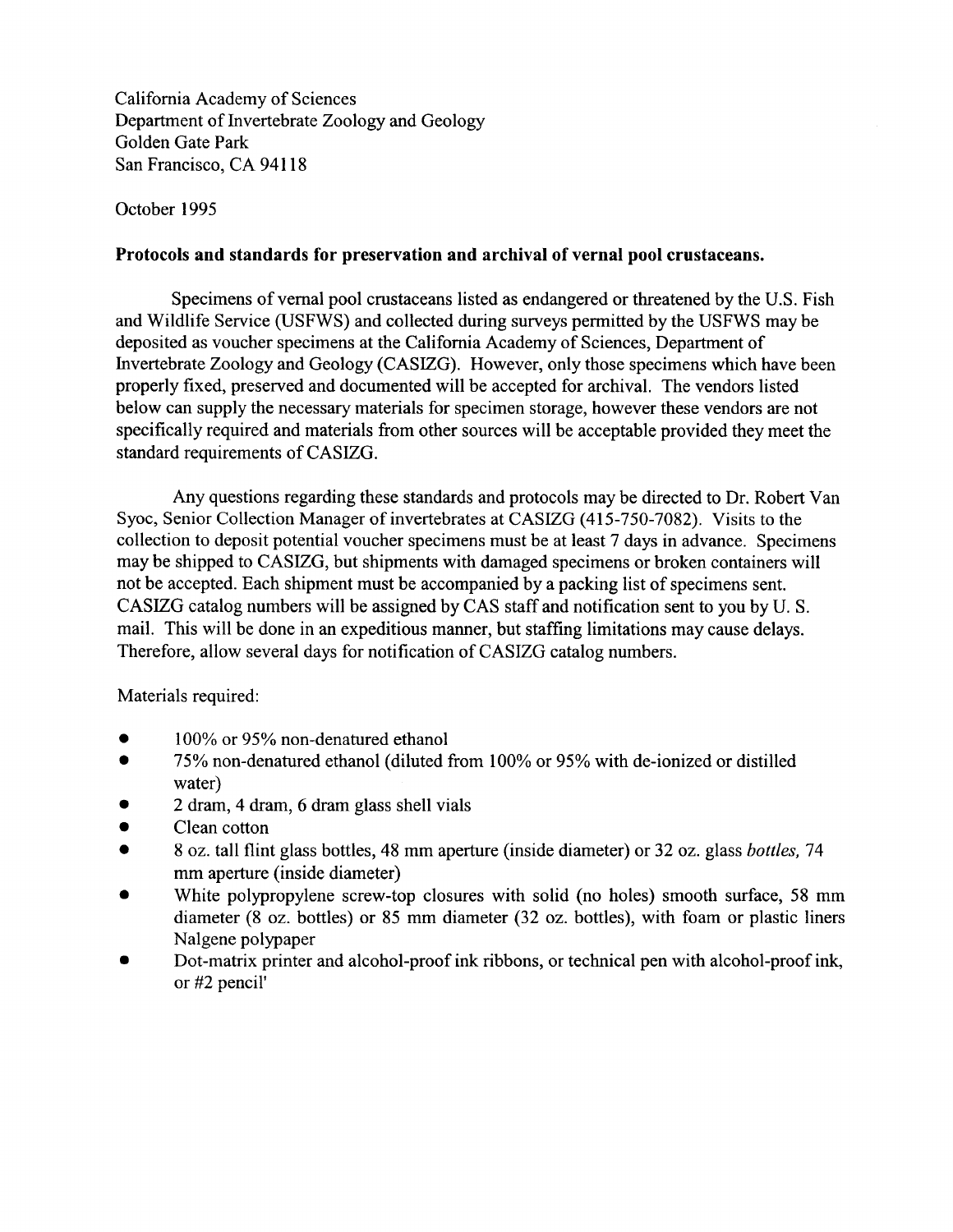California Academy of Sciences
Department of Invertebrate Zoology and Geology
Golden Gate Park
San Francisco, CA 94118

October 1995

**Protocols and standards for preservation and archival of vernal pool crustaceans.**

Specimens of vernal pool crustaceans listed as endangered or threatened by the U.S. Fish and Wildlife Service (USFWS) and collected during surveys permitted by the USFWS may be deposited as voucher specimens at the California Academy of Sciences, Department of Invertebrate Zoology and Geology (CASIZG). However, only those specimens which have been properly fixed, preserved and documented will be accepted for archival. The vendors listed below can supply the necessary materials for specimen storage, however these vendors are not specifically required and materials from other sources will be acceptable provided they meet the standard requirements of CASIZG.

Any questions regarding these standards and protocols may be directed to Dr. Robert Van Syoc, Senior Collection Manager of invertebrates at CASIZG (415-750-7082). Visits to the collection to deposit potential voucher specimens must be at least 7 days in advance. Specimens may be shipped to CASIZG, but shipments with damaged specimens or broken containers will not be accepted. Each shipment must be accompanied by a packing list of specimens sent. CASIZG catalog numbers will be assigned by CAS staff and notification sent to you by U. S. mail. This will be done in an expeditious manner, but staffing limitations may cause delays. Therefore, allow several days for notification of CASIZG catalog numbers.

Materials required:

- 100% or 95% non-denatured ethanol
- 75% non-denatured ethanol (diluted from 100% or 95% with de-ionized or distilled water)
- 2 dram, 4 dram, 6 dram glass shell vials
- Clean cotton
- 8 oz. tall flint glass bottles, 48 mm aperture (inside diameter) or 32 oz. glass *bottles,* 74 mm aperture (inside diameter)
- White polypropylene screw-top closures with solid (no holes) smooth surface, 58 mm diameter (8 oz. bottles) or 85 mm diameter (32 oz. bottles), with foam or plastic liners Nalgene polypaper
- Dot-matrix printer and alcohol-proof ink ribbons, or technical pen with alcohol-proof ink, or #2 pencil'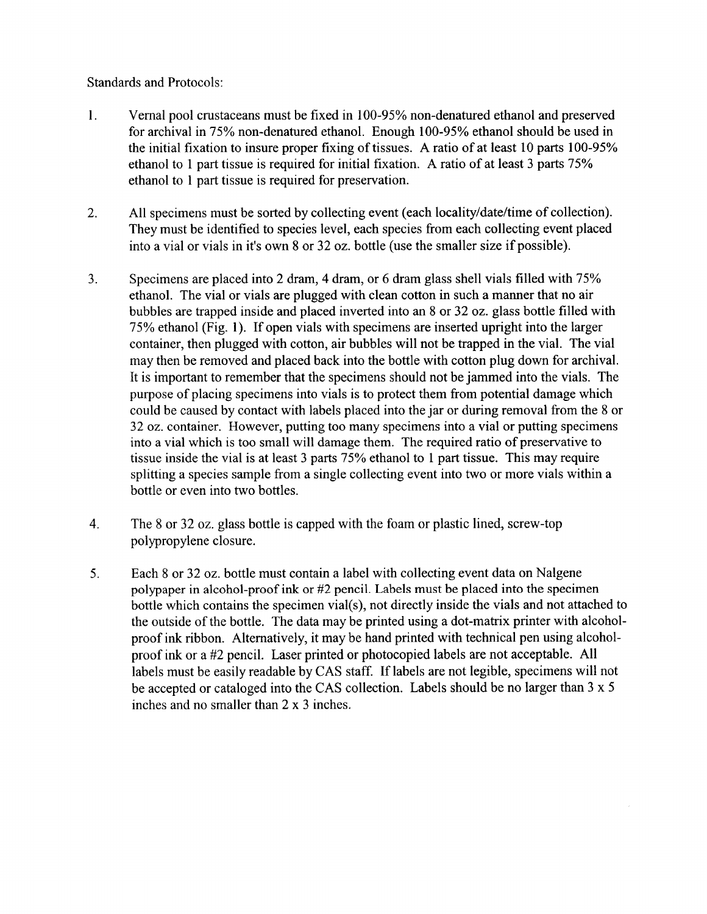Standards and Protocols:

1. Vernal pool crustaceans must be fixed in 100-95% non-denatured ethanol and preserved for archival in 75% non-denatured ethanol. Enough 100-95% ethanol should be used in the initial fixation to insure proper fixing of tissues. A ratio of at least 10 parts 100-95% ethanol to 1 part tissue is required for initial fixation. A ratio of at least 3 parts 75% ethanol to 1 part tissue is required for preservation.

2. All specimens must be sorted by collecting event (each locality/date/time of collection). They must be identified to species level, each species from each collecting event placed into a vial or vials in it's own 8 or 32 oz. bottle (use the smaller size if possible).

3. Specimens are placed into 2 dram, 4 dram, or 6 dram glass shell vials filled with 75% ethanol. The vial or vials are plugged with clean cotton in such a manner that no air bubbles are trapped inside and placed inverted into an 8 or 32 oz. glass bottle filled with 75% ethanol (Fig. 1). If open vials with specimens are inserted upright into the larger container, then plugged with cotton, air bubbles will not be trapped in the vial. The vial may then be removed and placed back into the bottle with cotton plug down for archival. It is important to remember that the specimens should not be jammed into the vials. The purpose of placing specimens into vials is to protect them from potential damage which could be caused by contact with labels placed into the jar or during removal from the 8 or 32 oz. container. However, putting too many specimens into a vial or putting specimens into a vial which is too small will damage them. The required ratio of preservative to tissue inside the vial is at least 3 parts 75% ethanol to 1 part tissue. This may require splitting a species sample from a single collecting event into two or more vials within a bottle or even into two bottles.

4. The 8 or 32 oz. glass bottle is capped with the foam or plastic lined, screw-top polypropylene closure.

5. Each 8 or 32 oz. bottle must contain a label with collecting event data on Nalgene polypaper in alcohol-proof ink or #2 pencil. Labels must be placed into the specimen bottle which contains the specimen vial(s), not directly inside the vials and not attached to the outside of the bottle. The data may be printed using a dot-matrix printer with alcohol-proof ink ribbon. Alternatively, it may be hand printed with technical pen using alcohol-proof ink or a #2 pencil. Laser printed or photocopied labels are not acceptable. All labels must be easily readable by CAS staff. If labels are not legible, specimens will not be accepted or cataloged into the CAS collection. Labels should be no larger than 3 x 5 inches and no smaller than 2 x 3 inches.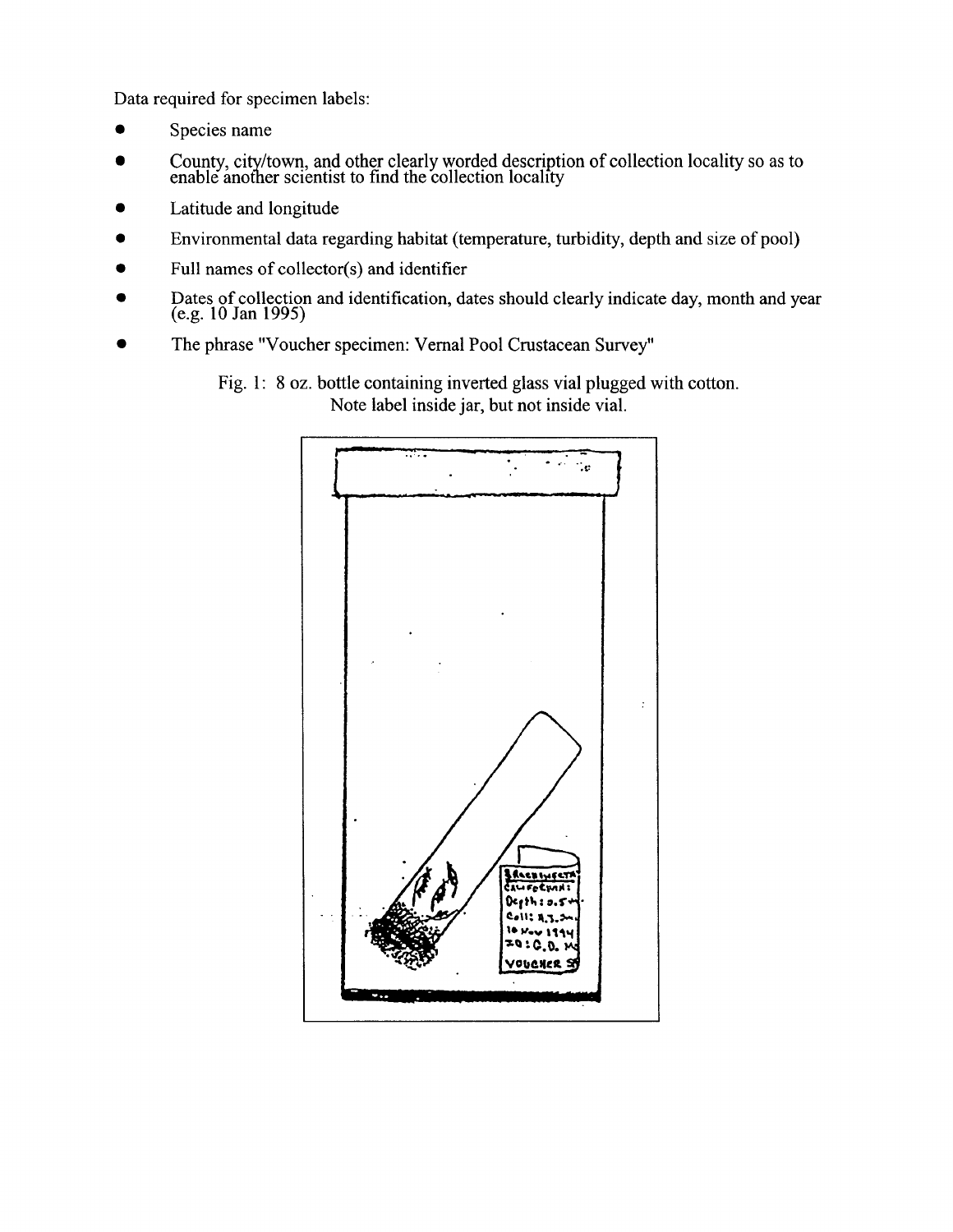Data required for specimen labels:

- Species name
- County, city/town, and other clearly worded description of collection locality so as to enable another scientist to find the collection locality
- Latitude and longitude
- Environmental data regarding habitat (temperature, turbidity, depth and size of pool)
- Full names of collector(s) and identifier
- Dates of collection and identification, dates should clearly indicate day, month and year (e.g. 10 Jan 1995)
- The phrase "Voucher specimen: Vernal Pool Crustacean Survey"

Fig. 1: 8 oz. bottle containing inverted glass vial plugged with cotton. Note label inside jar, but not inside vial.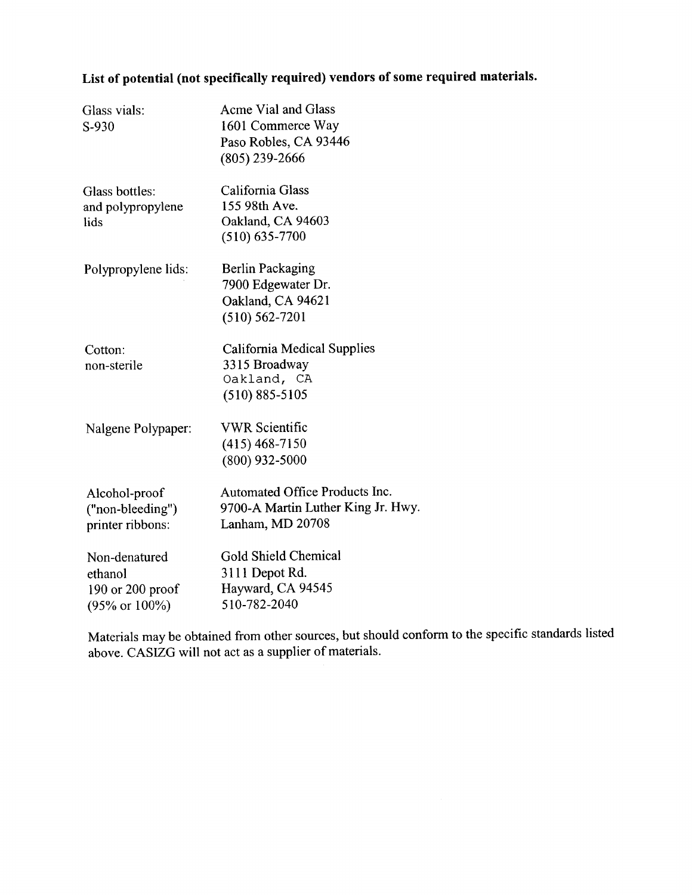**List of potential (not specifically required) vendors of some required materials.**

| | |
|---|---|
| Glass vials: S-930 | Acme Vial and Glass<br>1601 Commerce Way<br>Paso Robles, CA 93446<br>(805) 239-2666 |
| Glass bottles: and polypropylene lids | California Glass<br>155 98th Ave.<br>Oakland, CA 94603<br>(510) 635-7700 |
| Polypropylene lids: | Berlin Packaging<br>7900 Edgewater Dr.<br>Oakland, CA 94621<br>(510) 562-7201 |
| Cotton: non-sterile | California Medical Supplies<br>3315 Broadway<br>Oakland, CA<br>(510) 885-5105 |
| Nalgene Polypaper: | VWR Scientific<br>(415) 468-7150<br>(800) 932-5000 |
| Alcohol-proof ("non-bleeding") printer ribbons: | Automated Office Products Inc.<br>9700-A Martin Luther King Jr. Hwy.<br>Lanham, MD 20708 |
| Non-denatured ethanol 190 or 200 proof (95% or 100%) | Gold Shield Chemical<br>3111 Depot Rd.<br>Hayward, CA 94545<br>510-782-2040 |

Materials may be obtained from other sources, but should conform to the specific standards listed above. CASIZG will not act as a supplier of materials.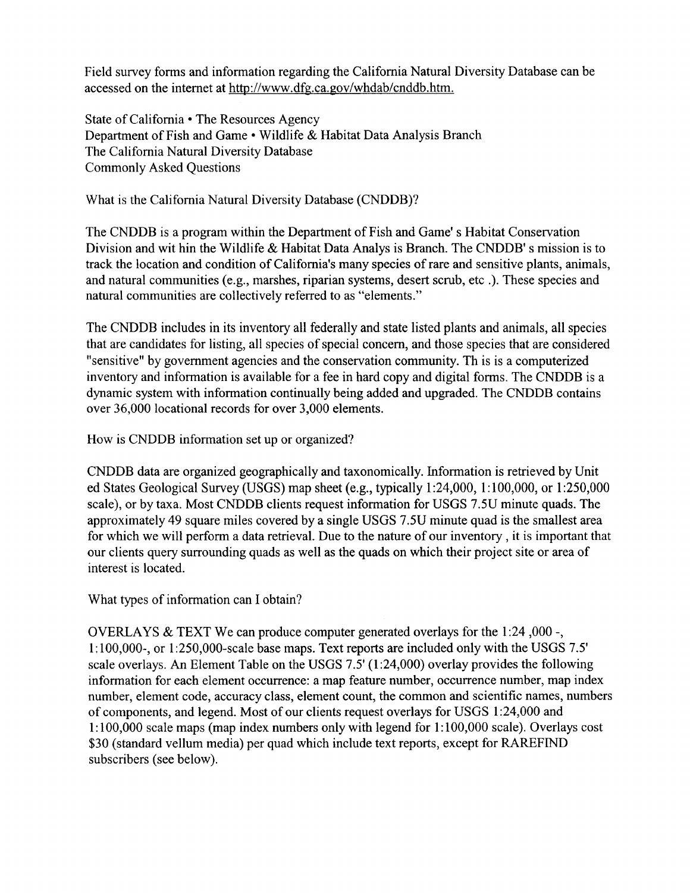Field survey forms and information regarding the California Natural Diversity Database can be accessed on the internet at http://www.dfg.ca.gov/whdab/cnddb.htm.

State of California • The Resources Agency
Department of Fish and Game • Wildlife & Habitat Data Analysis Branch
The California Natural Diversity Database
Commonly Asked Questions

What is the California Natural Diversity Database (CNDDB)?

The CNDDB is a program within the Department of Fish and Game' s Habitat Conservation Division and wit hin the Wildlife & Habitat Data Analys is Branch. The CNDDB' s mission is to track the location and condition of California's many species of rare and sensitive plants, animals, and natural communities (e.g., marshes, riparian systems, desert scrub, etc .). These species and natural communities are collectively referred to as "elements."

The CNDDB includes in its inventory all federally and state listed plants and animals, all species that are candidates for listing, all species of special concern, and those species that are considered "sensitive" by government agencies and the conservation community. Th is is a computerized inventory and information is available for a fee in hard copy and digital forms. The CNDDB is a dynamic system with information continually being added and upgraded. The CNDDB contains over 36,000 locational records for over 3,000 elements.

How is CNDDB information set up or organized?

CNDDB data are organized geographically and taxonomically. Information is retrieved by Unit ed States Geological Survey (USGS) map sheet (e.g., typically 1:24,000, 1:100,000, or 1:250,000 scale), or by taxa. Most CNDDB clients request information for USGS 7.5U minute quads. The approximately 49 square miles covered by a single USGS 7.5U minute quad is the smallest area for which we will perform a data retrieval. Due to the nature of our inventory , it is important that our clients query surrounding quads as well as the quads on which their project site or area of interest is located.

What types of information can I obtain?

OVERLAYS & TEXT We can produce computer generated overlays for the 1:24 ,000 -, 1:100,000-, or 1:250,000-scale base maps. Text reports are included only with the USGS 7.5' scale overlays. An Element Table on the USGS 7.5' (1:24,000) overlay provides the following information for each element occurrence: a map feature number, occurrence number, map index number, element code, accuracy class, element count, the common and scientific names, numbers of components, and legend. Most of our clients request overlays for USGS 1:24,000 and 1:100,000 scale maps (map index numbers only with legend for 1:100,000 scale). Overlays cost $30 (standard vellum media) per quad which include text reports, except for RAREFIND subscribers (see below).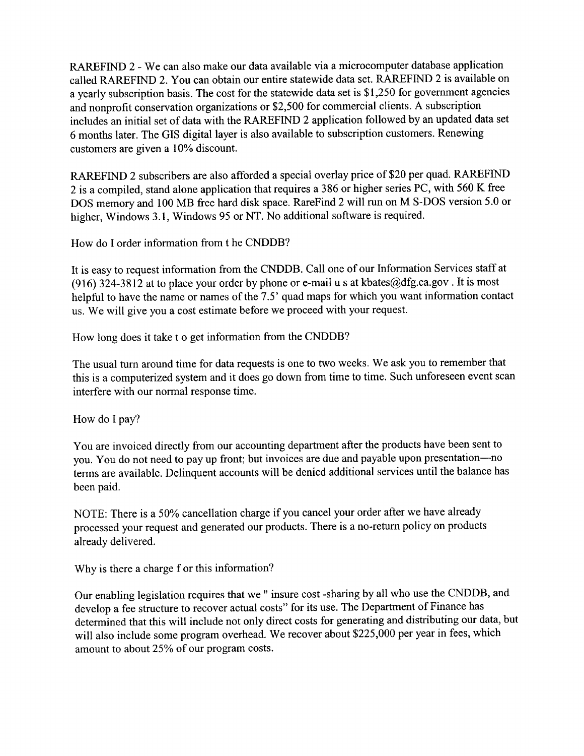RAREFIND 2 - We can also make our data available via a microcomputer database application called RAREFIND 2. You can obtain our entire statewide data set. RAREFIND 2 is available on a yearly subscription basis. The cost for the statewide data set is $1,250 for government agencies and nonprofit conservation organizations or $2,500 for commercial clients. A subscription includes an initial set of data with the RAREFIND 2 application followed by an updated data set 6 months later. The GIS digital layer is also available to subscription customers. Renewing customers are given a 10% discount.

RAREFIND 2 subscribers are also afforded a special overlay price of $20 per quad. RAREFIND 2 is a compiled, stand alone application that requires a 386 or higher series PC, with 560 K free DOS memory and 100 MB free hard disk space. RareFind 2 will run on M S-DOS version 5.0 or higher, Windows 3.1, Windows 95 or NT. No additional software is required.

How do I order information from t he CNDDB?

It is easy to request information from the CNDDB. Call one of our Information Services staff at (916) 324-3812 at to place your order by phone or e-mail u s at kbates@dfg.ca.gov . It is most helpful to have the name or names of the 7.5' quad maps for which you want information contact us. We will give you a cost estimate before we proceed with your request.

How long does it take t o get information from the CNDDB?

The usual turn around time for data requests is one to two weeks. We ask you to remember that this is a computerized system and it does go down from time to time. Such unforeseen event scan interfere with our normal response time.

How do I pay?

You are invoiced directly from our accounting department after the products have been sent to you. You do not need to pay up front; but invoices are due and payable upon presentation—no terms are available. Delinquent accounts will be denied additional services until the balance has been paid.

NOTE: There is a 50% cancellation charge if you cancel your order after we have already processed your request and generated our products. There is a no-return policy on products already delivered.

Why is there a charge f or this information?

Our enabling legislation requires that we " insure cost -sharing by all who use the CNDDB, and develop a fee structure to recover actual costs" for its use. The Department of Finance has determined that this will include not only direct costs for generating and distributing our data, but will also include some program overhead. We recover about $225,000 per year in fees, which amount to about 25% of our program costs.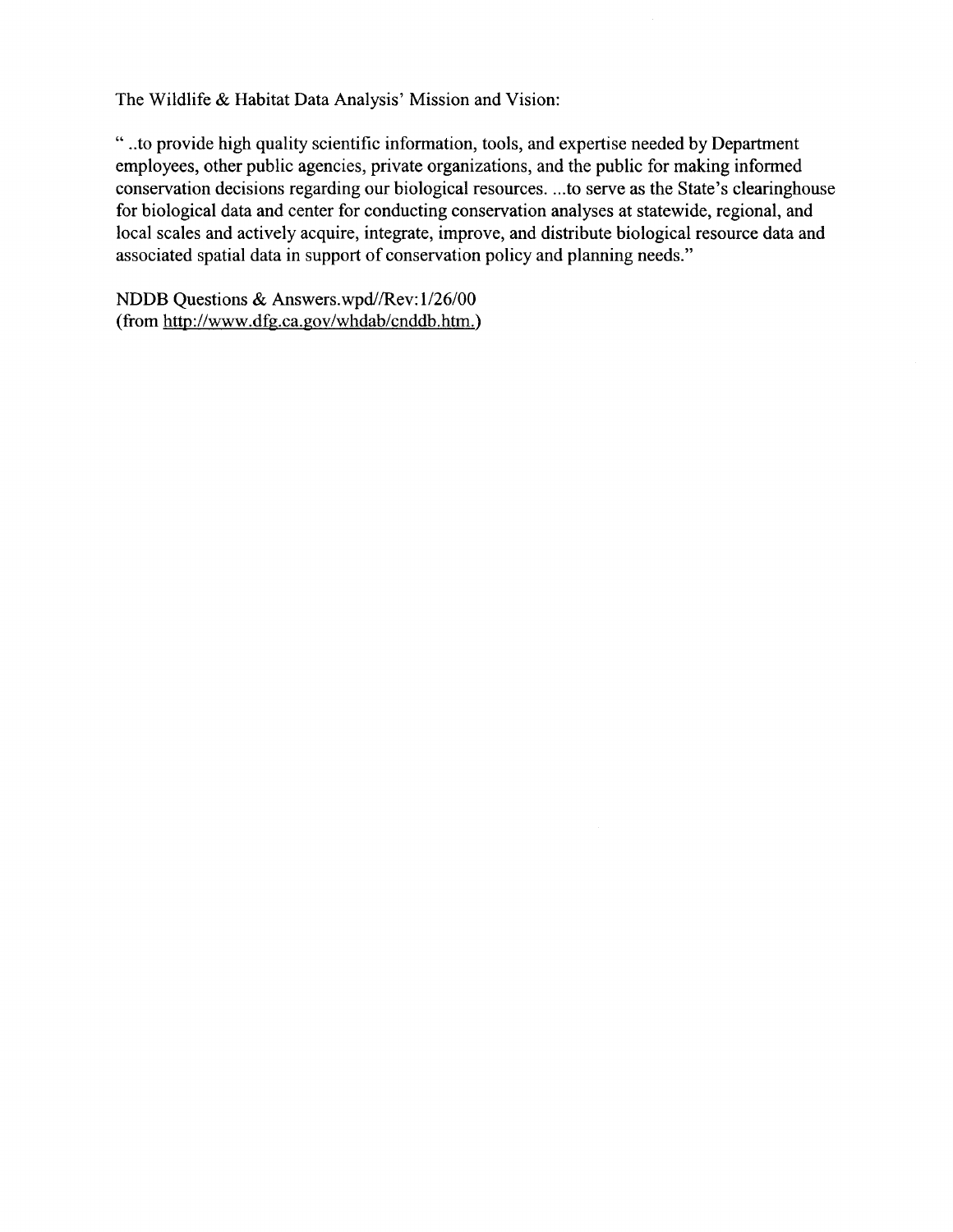The Wildlife & Habitat Data Analysis' Mission and Vision:

" ..to provide high quality scientific information, tools, and expertise needed by Department employees, other public agencies, private organizations, and the public for making informed conservation decisions regarding our biological resources. ...to serve as the State's clearinghouse for biological data and center for conducting conservation analyses at statewide, regional, and local scales and actively acquire, integrate, improve, and distribute biological resource data and associated spatial data in support of conservation policy and planning needs."

NDDB Questions & Answers.wpd//Rev:1/26/00
(from http://www.dfg.ca.gov/whdab/cnddb.htm.)